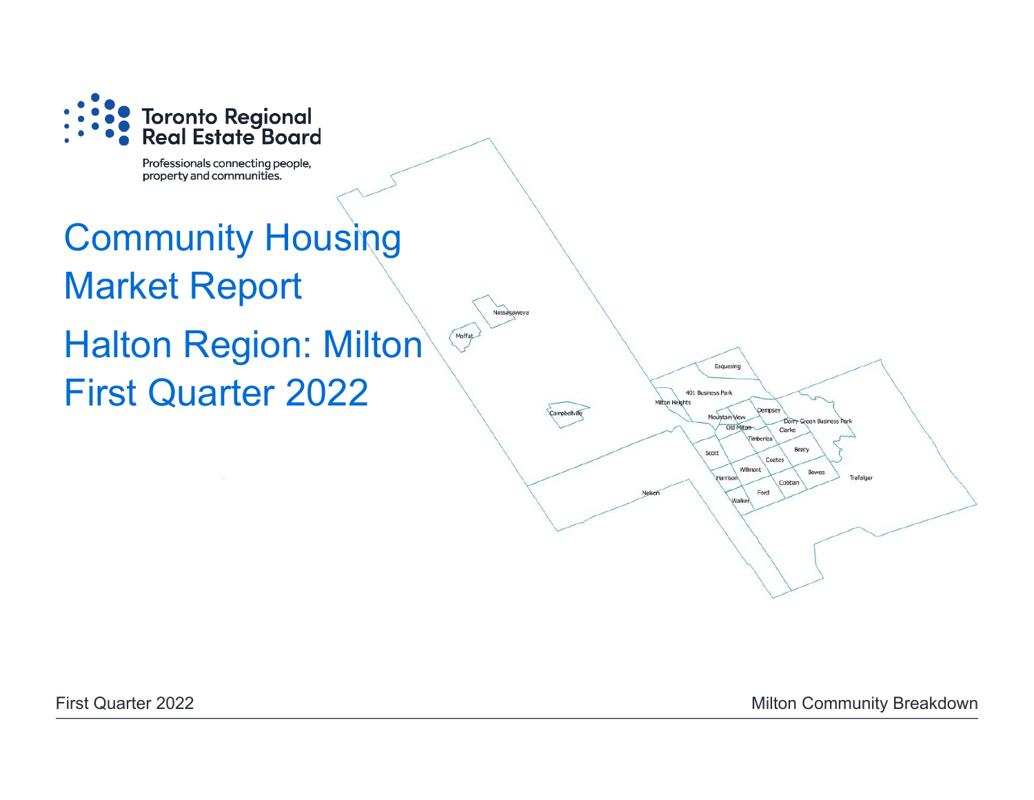Toronto Regional Real Estate Board

Professionals connecting people, property and communities.

# Community Housing Market Report

# Halton Region: Milton First Quarter 2022

Nassagaweya

Moffat

Campbellville

Esquesing

401 Business Park

Milton Heights

Dempsey

Mountain View

Derry Green Business Park

Old Milton

Clarke

Timberlea

Scott

Beaty

Coates

Willmont

Bowes

Harrison

Trafalgar

Cobban

Nelson

Ford

Walker

First Quarter 2022

Milton Community Breakdown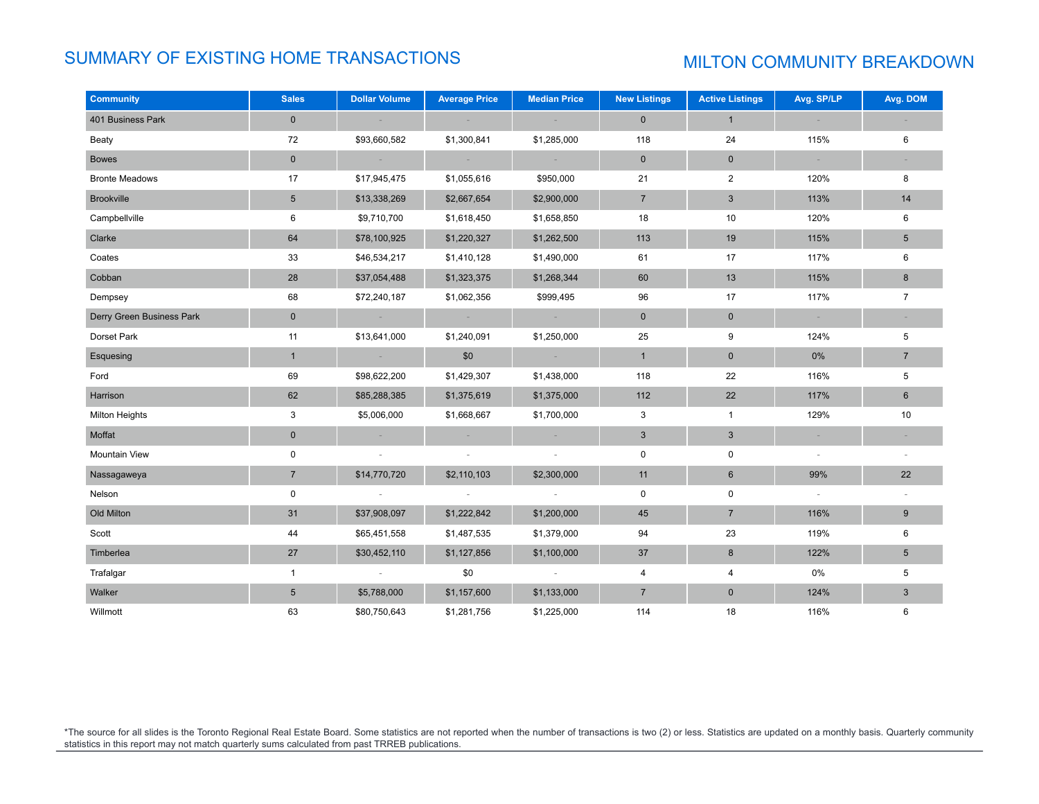# SUMMARY OF EXISTING HOME TRANSACTIONS

## MILTON COMMUNITY BREAKDOWN

| Community | Sales | Dollar Volume | Average Price | Median Price | New Listings | Active Listings | Avg. SP/LP | Avg. DOM |
|---|---|---|---|---|---|---|---|---|
| 401 Business Park | 0 | - | - | - | 0 | 1 | - | - |
| Beaty | 72 | $93,660,582 | $1,300,841 | $1,285,000 | 118 | 24 | 115% | 6 |
| Bowes | 0 | - | - | - | 0 | 0 | - | - |
| Bronte Meadows | 17 | $17,945,475 | $1,055,616 | $950,000 | 21 | 2 | 120% | 8 |
| Brookville | 5 | $13,338,269 | $2,667,654 | $2,900,000 | 7 | 3 | 113% | 14 |
| Campbellville | 6 | $9,710,700 | $1,618,450 | $1,658,850 | 18 | 10 | 120% | 6 |
| Clarke | 64 | $78,100,925 | $1,220,327 | $1,262,500 | 113 | 19 | 115% | 5 |
| Coates | 33 | $46,534,217 | $1,410,128 | $1,490,000 | 61 | 17 | 117% | 6 |
| Cobban | 28 | $37,054,488 | $1,323,375 | $1,268,344 | 60 | 13 | 115% | 8 |
| Dempsey | 68 | $72,240,187 | $1,062,356 | $999,495 | 96 | 17 | 117% | 7 |
| Derry Green Business Park | 0 | - | - | - | 0 | 0 | - | - |
| Dorset Park | 11 | $13,641,000 | $1,240,091 | $1,250,000 | 25 | 9 | 124% | 5 |
| Esquesing | 1 | - | $0 | - | 1 | 0 | 0% | 7 |
| Ford | 69 | $98,622,200 | $1,429,307 | $1,438,000 | 118 | 22 | 116% | 5 |
| Harrison | 62 | $85,288,385 | $1,375,619 | $1,375,000 | 112 | 22 | 117% | 6 |
| Milton Heights | 3 | $5,006,000 | $1,668,667 | $1,700,000 | 3 | 1 | 129% | 10 |
| Moffat | 0 | - | - | - | 3 | 3 | - | - |
| Mountain View | 0 | - | - | - | 0 | 0 | - | - |
| Nassagaweya | 7 | $14,770,720 | $2,110,103 | $2,300,000 | 11 | 6 | 99% | 22 |
| Nelson | 0 | - | - | - | 0 | 0 | - | - |
| Old Milton | 31 | $37,908,097 | $1,222,842 | $1,200,000 | 45 | 7 | 116% | 9 |
| Scott | 44 | $65,451,558 | $1,487,535 | $1,379,000 | 94 | 23 | 119% | 6 |
| Timberlea | 27 | $30,452,110 | $1,127,856 | $1,100,000 | 37 | 8 | 122% | 5 |
| Trafalgar | 1 | - | $0 | - | 4 | 4 | 0% | 5 |
| Walker | 5 | $5,788,000 | $1,157,600 | $1,133,000 | 7 | 0 | 124% | 3 |
| Willmott | 63 | $80,750,643 | $1,281,756 | $1,225,000 | 114 | 18 | 116% | 6 |

*The source for all slides is the Toronto Regional Real Estate Board. Some statistics are not reported when the number of transactions is two (2) or less. Statistics are updated on a monthly basis. Quarterly community statistics in this report may not match quarterly sums calculated from past TRREB publications.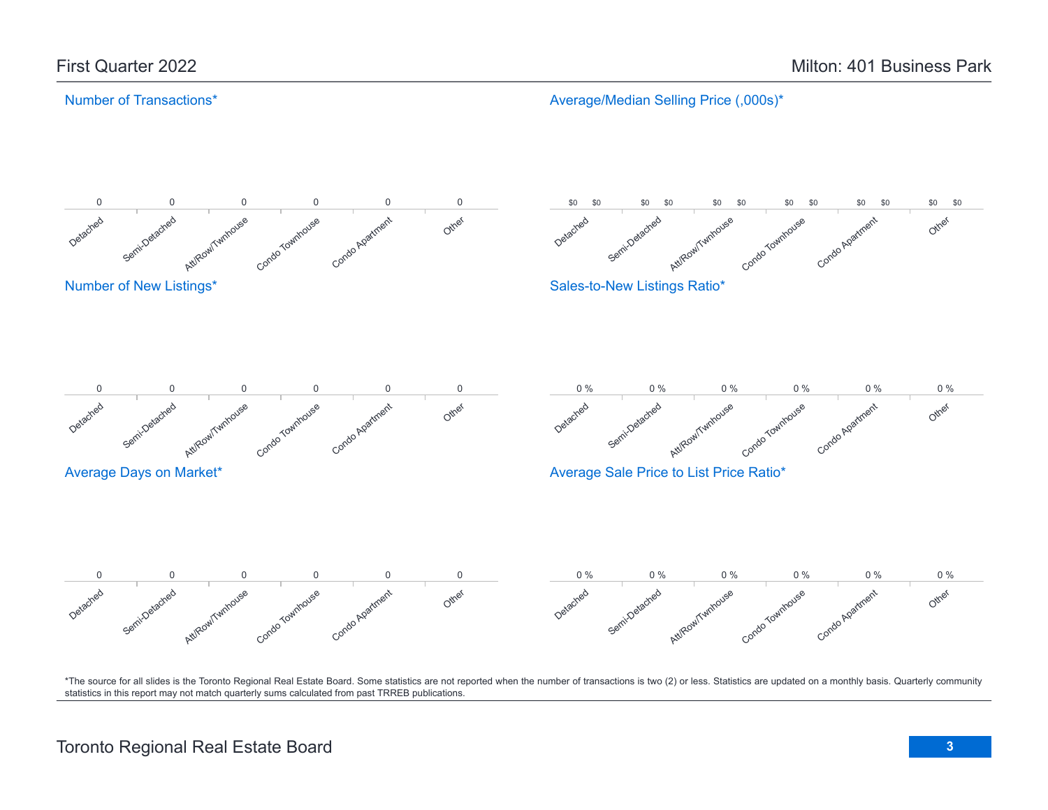First Quarter 2022

Milton: 401 Business Park

## Number of Transactions*

| Detached | Semi-Detached | Att/Row/Twnhouse | Condo Townhouse | Condo Apartment | Other |
|---|---|---|---|---|---|
| 0 | 0 | 0 | 0 | 0 | 0 |

## Average/Median Selling Price (,000s)*

| Detached | Semi-Detached | Att/Row/Twnhouse | Condo Townhouse | Condo Apartment | Other |
|---|---|---|---|---|---|
| $0 $0 | $0 $0 | $0 $0 | $0 $0 | $0 $0 | $0 $0 |

## Number of New Listings*

| Detached | Semi-Detached | Att/Row/Twnhouse | Condo Townhouse | Condo Apartment | Other |
|---|---|---|---|---|---|
| 0 | 0 | 0 | 0 | 0 | 0 |

## Sales-to-New Listings Ratio*

| Detached | Semi-Detached | Att/Row/Twnhouse | Condo Townhouse | Condo Apartment | Other |
|---|---|---|---|---|---|
| 0 % | 0 % | 0 % | 0 % | 0 % | 0 % |

## Average Days on Market*

| Detached | Semi-Detached | Att/Row/Twnhouse | Condo Townhouse | Condo Apartment | Other |
|---|---|---|---|---|---|
| 0 | 0 | 0 | 0 | 0 | 0 |

## Average Sale Price to List Price Ratio*

| Detached | Semi-Detached | Att/Row/Twnhouse | Condo Townhouse | Condo Apartment | Other |
|---|---|---|---|---|---|
| 0 % | 0 % | 0 % | 0 % | 0 % | 0 % |

*The source for all slides is the Toronto Regional Real Estate Board. Some statistics are not reported when the number of transactions is two (2) or less. Statistics are updated on a monthly basis. Quarterly community statistics in this report may not match quarterly sums calculated from past TRREB publications.

Toronto Regional Real Estate Board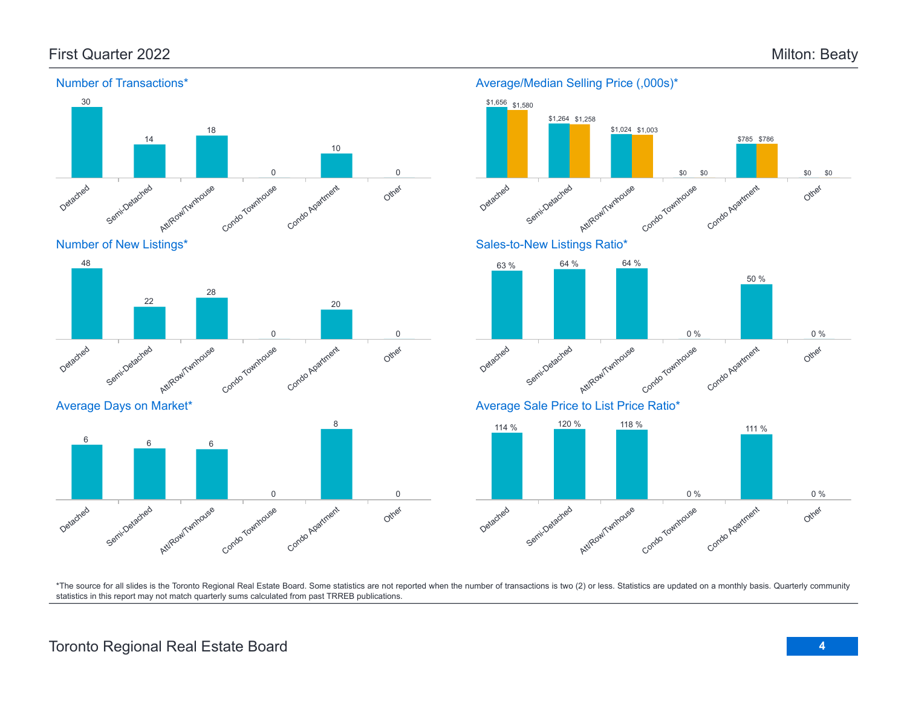First Quarter 2022

Milton: Beaty

## Number of Transactions*

| Detached | Semi-Detached | Att/Row/Twnhouse | Condo Townhouse | Condo Apartment | Other |
|---|---|---|---|---|---|
| 30 | 14 | 18 | 0 | 10 | 0 |

## Average/Median Selling Price (,000s)*

| | Detached | Semi-Detached | Att/Row/Twnhouse | Condo Townhouse | Condo Apartment | Other |
|---|---|---|---|---|---|---|
| Average | $1,656 | $1,264 | $1,024 | $0 | $785 | $0 |
| Median | $1,580 | $1,258 | $1,003 | $0 | $786 | $0 |

## Number of New Listings*

| Detached | Semi-Detached | Att/Row/Twnhouse | Condo Townhouse | Condo Apartment | Other |
|---|---|---|---|---|---|
| 48 | 22 | 28 | 0 | 20 | 0 |

## Sales-to-New Listings Ratio*

| Detached | Semi-Detached | Att/Row/Twnhouse | Condo Townhouse | Condo Apartment | Other |
|---|---|---|---|---|---|
| 63 % | 64 % | 64 % | 0 % | 50 % | 0 % |

## Average Days on Market*

| Detached | Semi-Detached | Att/Row/Twnhouse | Condo Townhouse | Condo Apartment | Other |
|---|---|---|---|---|---|
| 6 | 6 | 6 | 0 | 8 | 0 |

## Average Sale Price to List Price Ratio*

| Detached | Semi-Detached | Att/Row/Twnhouse | Condo Townhouse | Condo Apartment | Other |
|---|---|---|---|---|---|
| 114 % | 120 % | 118 % | 0 % | 111 % | 0 % |

*The source for all slides is the Toronto Regional Real Estate Board. Some statistics are not reported when the number of transactions is two (2) or less. Statistics are updated on a monthly basis. Quarterly community statistics in this report may not match quarterly sums calculated from past TRREB publications.

Toronto Regional Real Estate Board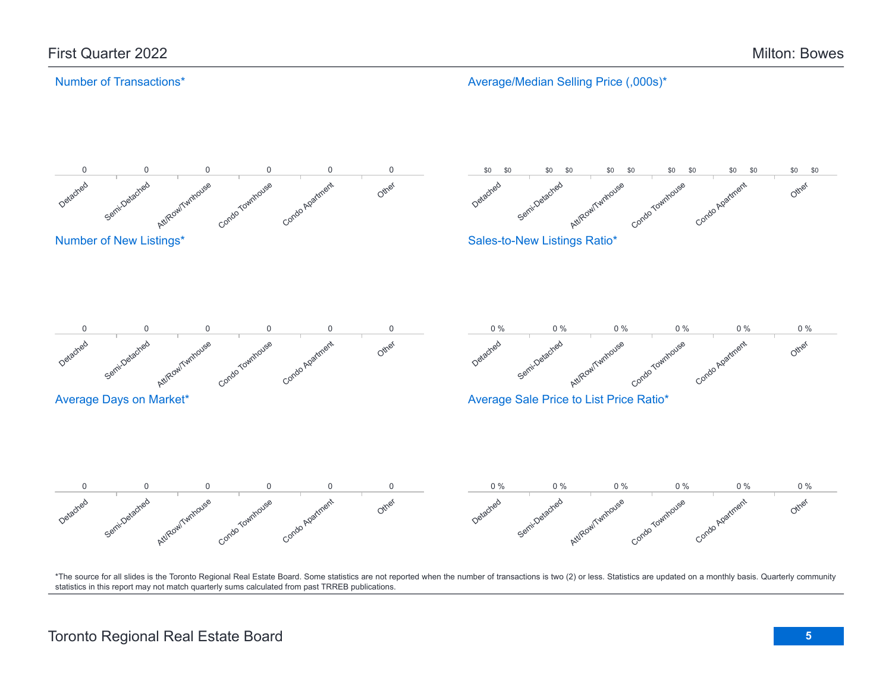## First Quarter 2022

## Milton: Bowes

### Number of Transactions*

| Detached | Semi-Detached | Att/Row/Twnhouse | Condo Townhouse | Condo Apartment | Other |
|---|---|---|---|---|---|
| 0 | 0 | 0 | 0 | 0 | 0 |

### Average/Median Selling Price (,000s)*

| Detached | | Semi-Detached | | Att/Row/Twnhouse | | Condo Townhouse | | Condo Apartment | | Other | |
|---|---|---|---|---|---|---|---|---|---|---|---|
| $0 | $0 | $0 | $0 | $0 | $0 | $0 | $0 | $0 | $0 | $0 | $0 |

### Number of New Listings*

| Detached | Semi-Detached | Att/Row/Twnhouse | Condo Townhouse | Condo Apartment | Other |
|---|---|---|---|---|---|
| 0 | 0 | 0 | 0 | 0 | 0 |

### Sales-to-New Listings Ratio*

| Detached | Semi-Detached | Att/Row/Twnhouse | Condo Townhouse | Condo Apartment | Other |
|---|---|---|---|---|---|
| 0 % | 0 % | 0 % | 0 % | 0 % | 0 % |

### Average Days on Market*

| Detached | Semi-Detached | Att/Row/Twnhouse | Condo Townhouse | Condo Apartment | Other |
|---|---|---|---|---|---|
| 0 | 0 | 0 | 0 | 0 | 0 |

### Average Sale Price to List Price Ratio*

| Detached | Semi-Detached | Att/Row/Twnhouse | Condo Townhouse | Condo Apartment | Other |
|---|---|---|---|---|---|
| 0 % | 0 % | 0 % | 0 % | 0 % | 0 % |

*The source for all slides is the Toronto Regional Real Estate Board. Some statistics are not reported when the number of transactions is two (2) or less. Statistics are updated on a monthly basis. Quarterly community statistics in this report may not match quarterly sums calculated from past TRREB publications.

Toronto Regional Real Estate Board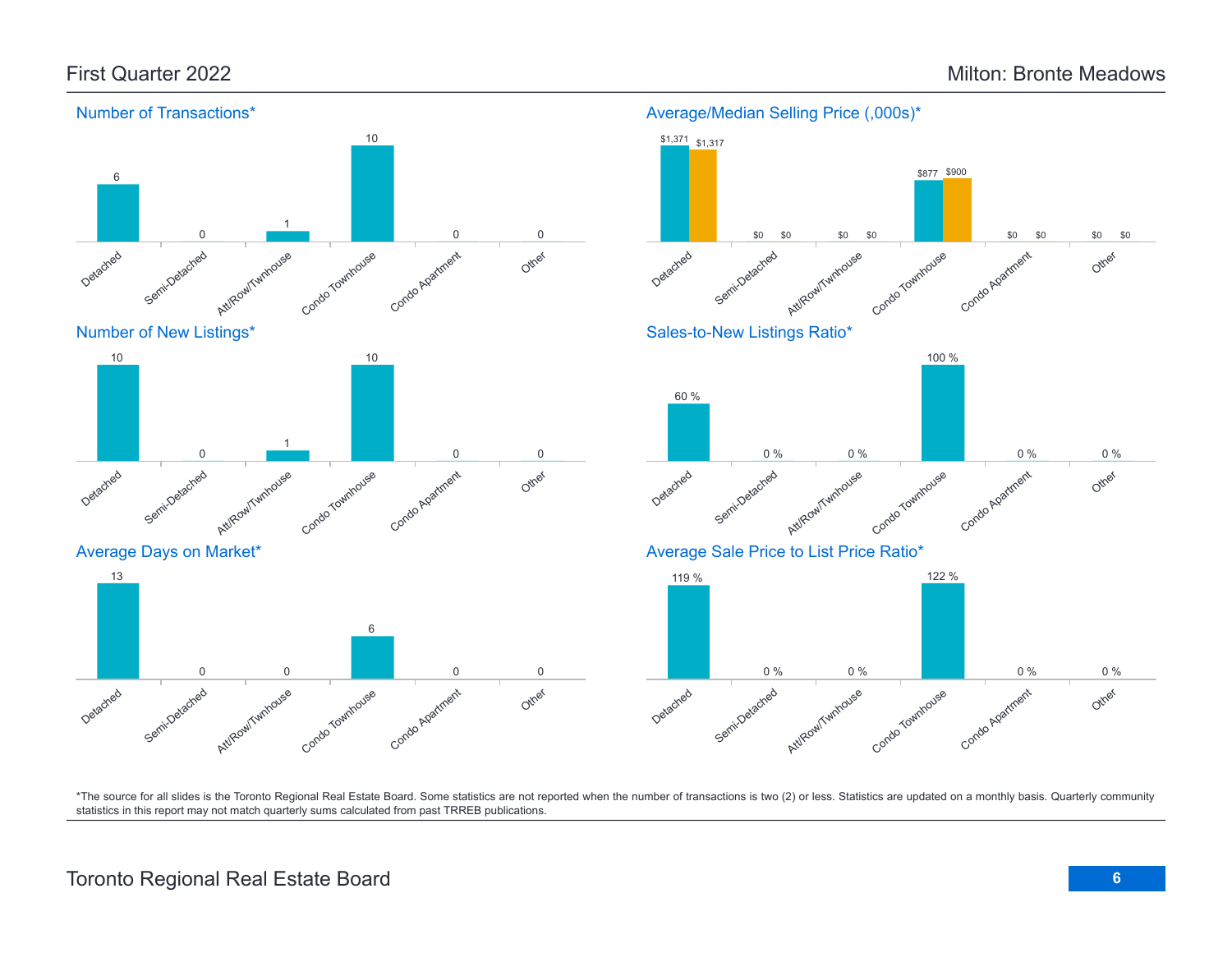## First Quarter 2022

## Milton: Bronte Meadows

### Number of Transactions*

| Detached | Semi-Detached | Att/Row/Twnhouse | Condo Townhouse | Condo Apartment | Other |
|---|---|---|---|---|---|
| 6 | 0 | 1 | 10 | 0 | 0 |

### Average/Median Selling Price (,000s)*

| | Detached | Semi-Detached | Att/Row/Twnhouse | Condo Townhouse | Condo Apartment | Other |
|---|---|---|---|---|---|---|
| Average | $1,371 | $0 | $0 | $877 | $0 | $0 |
| Median | $1,317 | $0 | $0 | $900 | $0 | $0 |

### Number of New Listings*

| Detached | Semi-Detached | Att/Row/Twnhouse | Condo Townhouse | Condo Apartment | Other |
|---|---|---|---|---|---|
| 10 | 0 | 1 | 10 | 0 | 0 |

### Sales-to-New Listings Ratio*

| Detached | Semi-Detached | Att/Row/Twnhouse | Condo Townhouse | Condo Apartment | Other |
|---|---|---|---|---|---|
| 60 % | 0 % | 0 % | 100 % | 0 % | 0 % |

### Average Days on Market*

| Detached | Semi-Detached | Att/Row/Twnhouse | Condo Townhouse | Condo Apartment | Other |
|---|---|---|---|---|---|
| 13 | 0 | 0 | 6 | 0 | 0 |

### Average Sale Price to List Price Ratio*

| Detached | Semi-Detached | Att/Row/Twnhouse | Condo Townhouse | Condo Apartment | Other |
|---|---|---|---|---|---|
| 119 % | 0 % | 0 % | 122 % | 0 % | 0 % |

*The source for all slides is the Toronto Regional Real Estate Board. Some statistics are not reported when the number of transactions is two (2) or less. Statistics are updated on a monthly basis. Quarterly community statistics in this report may not match quarterly sums calculated from past TRREB publications.

Toronto Regional Real Estate Board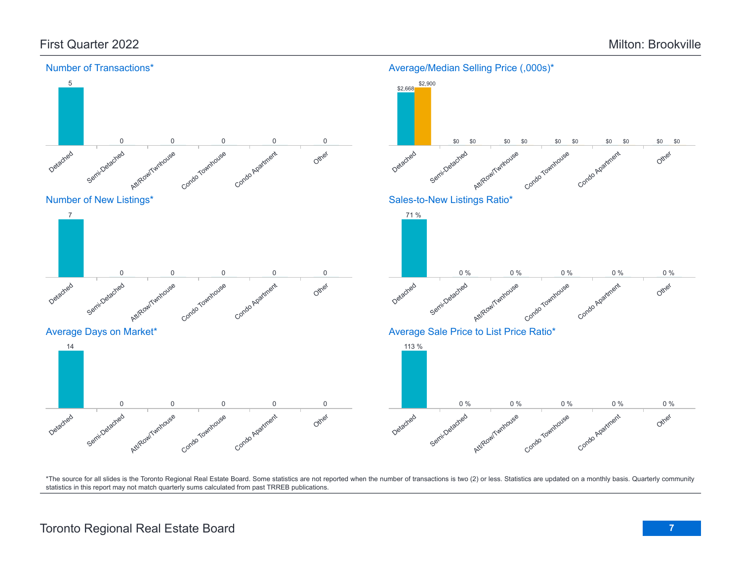## First Quarter 2022

## Milton: Brookville

### Number of Transactions*

| Detached | Semi-Detached | Att/Row/Twnhouse | Condo Townhouse | Condo Apartment | Other |
|---|---|---|---|---|---|
| 5 | 0 | 0 | 0 | 0 | 0 |

### Average/Median Selling Price (,000s)*

| | Detached | Semi-Detached | Att/Row/Twnhouse | Condo Townhouse | Condo Apartment | Other |
|---|---|---|---|---|---|---|
| Average | $2,668 | $0 | $0 | $0 | $0 | $0 |
| Median | $2,900 | $0 | $0 | $0 | $0 | $0 |

### Number of New Listings*

| Detached | Semi-Detached | Att/Row/Twnhouse | Condo Townhouse | Condo Apartment | Other |
|---|---|---|---|---|---|
| 7 | 0 | 0 | 0 | 0 | 0 |

### Sales-to-New Listings Ratio*

| Detached | Semi-Detached | Att/Row/Twnhouse | Condo Townhouse | Condo Apartment | Other |
|---|---|---|---|---|---|
| 71 % | 0 % | 0 % | 0 % | 0 % | 0 % |

### Average Days on Market*

| Detached | Semi-Detached | Att/Row/Twnhouse | Condo Townhouse | Condo Apartment | Other |
|---|---|---|---|---|---|
| 14 | 0 | 0 | 0 | 0 | 0 |

### Average Sale Price to List Price Ratio*

| Detached | Semi-Detached | Att/Row/Twnhouse | Condo Townhouse | Condo Apartment | Other |
|---|---|---|---|---|---|
| 113 % | 0 % | 0 % | 0 % | 0 % | 0 % |

*The source for all slides is the Toronto Regional Real Estate Board. Some statistics are not reported when the number of transactions is two (2) or less. Statistics are updated on a monthly basis. Quarterly community statistics in this report may not match quarterly sums calculated from past TRREB publications.

Toronto Regional Real Estate Board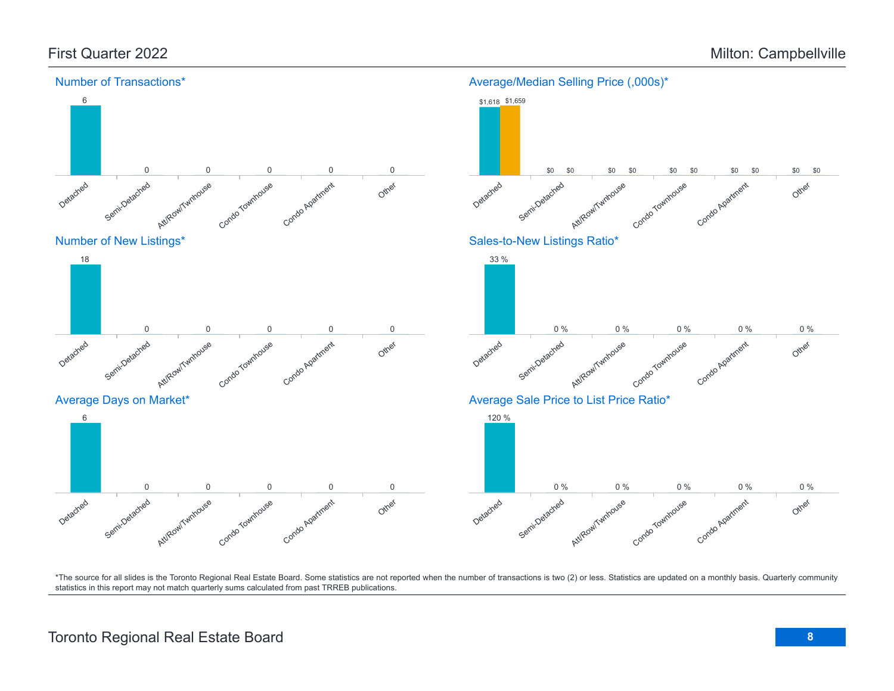# First Quarter 2022 — Milton: Campbellville

## Number of Transactions*

| Detached | Semi-Detached | Att/Row/Twnhouse | Condo Townhouse | Condo Apartment | Other |
|---|---|---|---|---|---|
| 6 | 0 | 0 | 0 | 0 | 0 |

## Average/Median Selling Price (,000s)*

| | Detached | Semi-Detached | Att/Row/Twnhouse | Condo Townhouse | Condo Apartment | Other |
|---|---|---|---|---|---|---|
| Average | $1,618 | $0 | $0 | $0 | $0 | $0 |
| Median | $1,659 | $0 | $0 | $0 | $0 | $0 |

## Number of New Listings*

| Detached | Semi-Detached | Att/Row/Twnhouse | Condo Townhouse | Condo Apartment | Other |
|---|---|---|---|---|---|
| 18 | 0 | 0 | 0 | 0 | 0 |

## Sales-to-New Listings Ratio*

| Detached | Semi-Detached | Att/Row/Twnhouse | Condo Townhouse | Condo Apartment | Other |
|---|---|---|---|---|---|
| 33 % | 0 % | 0 % | 0 % | 0 % | 0 % |

## Average Days on Market*

| Detached | Semi-Detached | Att/Row/Twnhouse | Condo Townhouse | Condo Apartment | Other |
|---|---|---|---|---|---|
| 6 | 0 | 0 | 0 | 0 | 0 |

## Average Sale Price to List Price Ratio*

| Detached | Semi-Detached | Att/Row/Twnhouse | Condo Townhouse | Condo Apartment | Other |
|---|---|---|---|---|---|
| 120 % | 0 % | 0 % | 0 % | 0 % | 0 % |

*The source for all slides is the Toronto Regional Real Estate Board. Some statistics are not reported when the number of transactions is two (2) or less. Statistics are updated on a monthly basis. Quarterly community statistics in this report may not match quarterly sums calculated from past TRREB publications.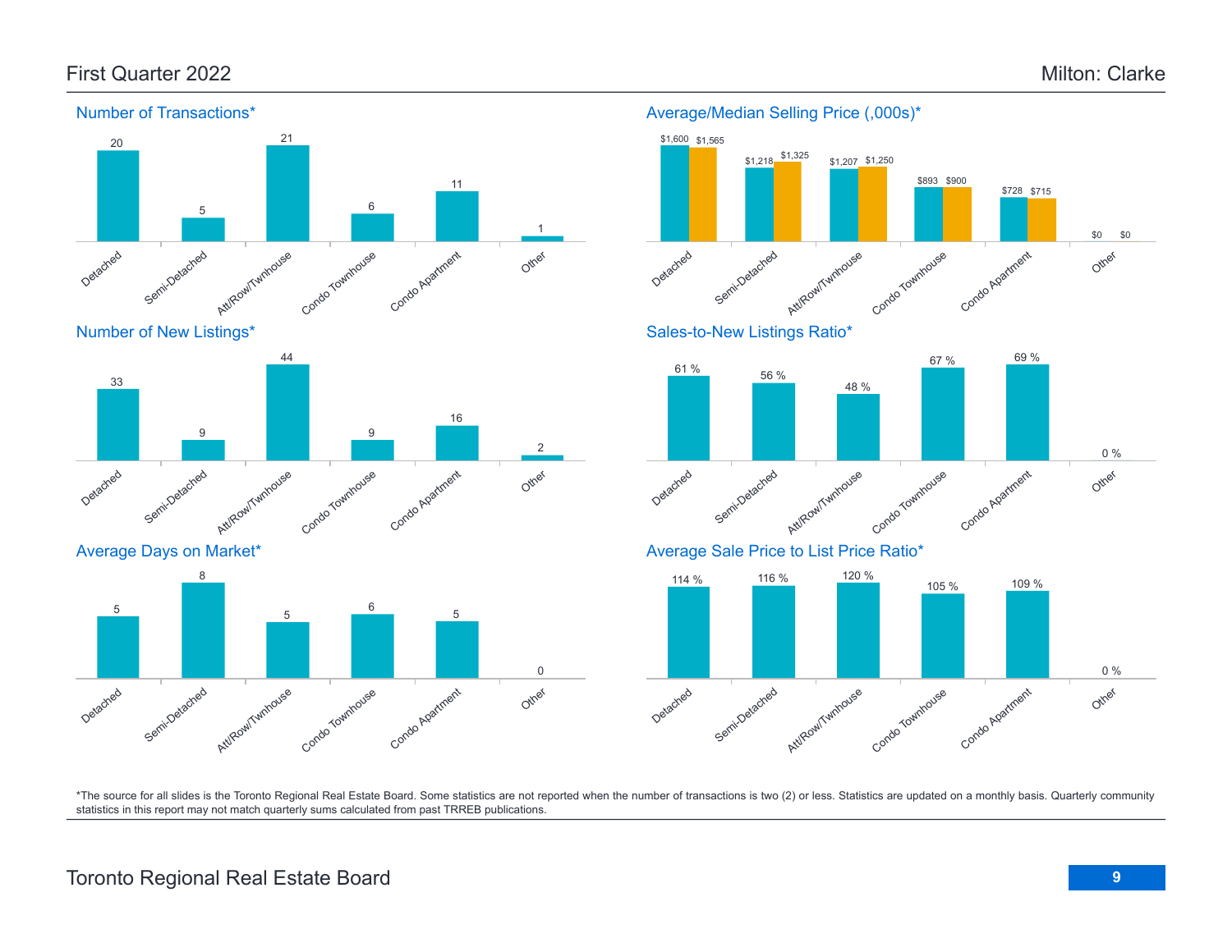# First Quarter 2022

# Milton: Clarke

## Number of Transactions*

| Detached | Semi-Detached | Att/Row/Twnhouse | Condo Townhouse | Condo Apartment | Other |
|---|---|---|---|---|---|
| 20 | 5 | 21 | 6 | 11 | 1 |

## Average/Median Selling Price (,000s)*

| | Detached | Semi-Detached | Att/Row/Twnhouse | Condo Townhouse | Condo Apartment | Other |
|---|---|---|---|---|---|---|
| Average | $1,600 | $1,218 | $1,207 | $893 | $728 | $0 |
| Median | $1,565 | $1,325 | $1,250 | $900 | $715 | $0 |

## Number of New Listings*

| Detached | Semi-Detached | Att/Row/Twnhouse | Condo Townhouse | Condo Apartment | Other |
|---|---|---|---|---|---|
| 33 | 9 | 44 | 9 | 16 | 2 |

## Sales-to-New Listings Ratio*

| Detached | Semi-Detached | Att/Row/Twnhouse | Condo Townhouse | Condo Apartment | Other |
|---|---|---|---|---|---|
| 61 % | 56 % | 48 % | 67 % | 69 % | 0 % |

## Average Days on Market*

| Detached | Semi-Detached | Att/Row/Twnhouse | Condo Townhouse | Condo Apartment | Other |
|---|---|---|---|---|---|
| 5 | 8 | 5 | 6 | 5 | 0 |

## Average Sale Price to List Price Ratio*

| Detached | Semi-Detached | Att/Row/Twnhouse | Condo Townhouse | Condo Apartment | Other |
|---|---|---|---|---|---|
| 114 % | 116 % | 120 % | 105 % | 109 % | 0 % |

*The source for all slides is the Toronto Regional Real Estate Board. Some statistics are not reported when the number of transactions is two (2) or less. Statistics are updated on a monthly basis. Quarterly community statistics in this report may not match quarterly sums calculated from past TRREB publications.

Toronto Regional Real Estate Board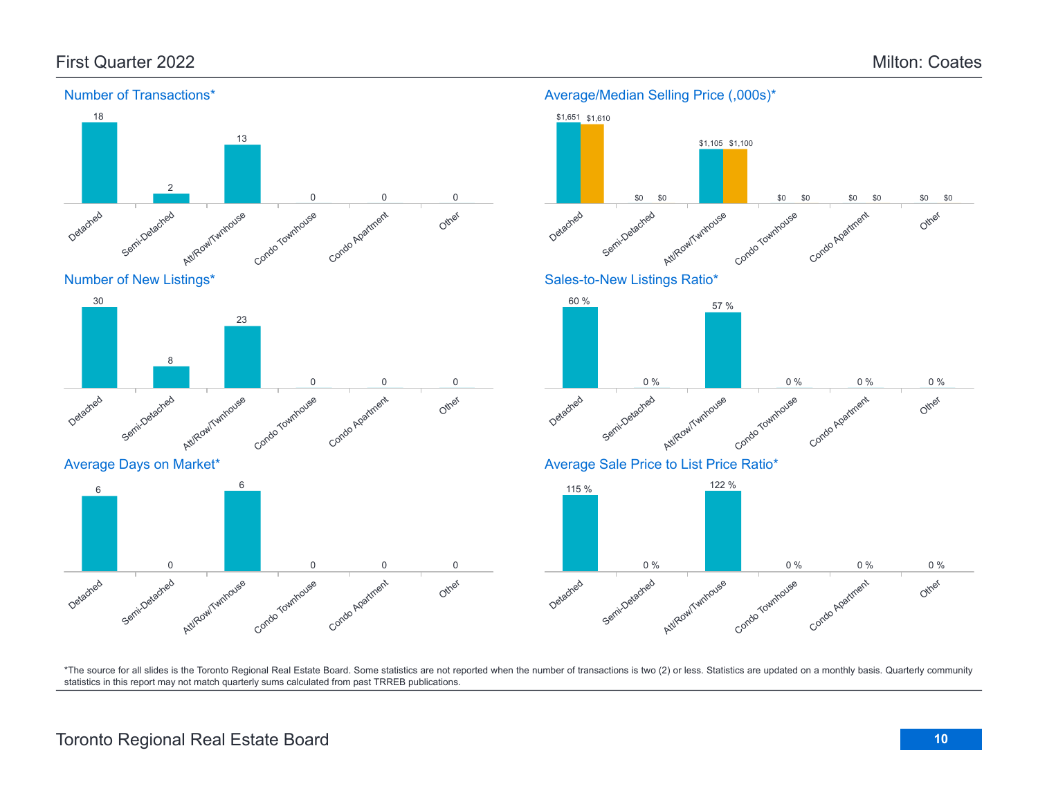# First Quarter 2022

## Milton: Coates

### Number of Transactions*

| Detached | Semi-Detached | Att/Row/Twnhouse | Condo Townhouse | Condo Apartment | Other |
|---|---|---|---|---|---|
| 18 | 2 | 13 | 0 | 0 | 0 |

### Average/Median Selling Price (,000s)*

| | Detached | Semi-Detached | Att/Row/Twnhouse | Condo Townhouse | Condo Apartment | Other |
|---|---|---|---|---|---|---|
| Average | $1,651 | $0 | $1,105 | $0 | $0 | $0 |
| Median | $1,610 | $0 | $1,100 | $0 | $0 | $0 |

### Number of New Listings*

| Detached | Semi-Detached | Att/Row/Twnhouse | Condo Townhouse | Condo Apartment | Other |
|---|---|---|---|---|---|
| 30 | 8 | 23 | 0 | 0 | 0 |

### Sales-to-New Listings Ratio*

| Detached | Semi-Detached | Att/Row/Twnhouse | Condo Townhouse | Condo Apartment | Other |
|---|---|---|---|---|---|
| 60 % | 0 % | 57 % | 0 % | 0 % | 0 % |

### Average Days on Market*

| Detached | Semi-Detached | Att/Row/Twnhouse | Condo Townhouse | Condo Apartment | Other |
|---|---|---|---|---|---|
| 6 | 0 | 6 | 0 | 0 | 0 |

### Average Sale Price to List Price Ratio*

| Detached | Semi-Detached | Att/Row/Twnhouse | Condo Townhouse | Condo Apartment | Other |
|---|---|---|---|---|---|
| 115 % | 0 % | 122 % | 0 % | 0 % | 0 % |

*The source for all slides is the Toronto Regional Real Estate Board. Some statistics are not reported when the number of transactions is two (2) or less. Statistics are updated on a monthly basis. Quarterly community statistics in this report may not match quarterly sums calculated from past TRREB publications.

Toronto Regional Real Estate Board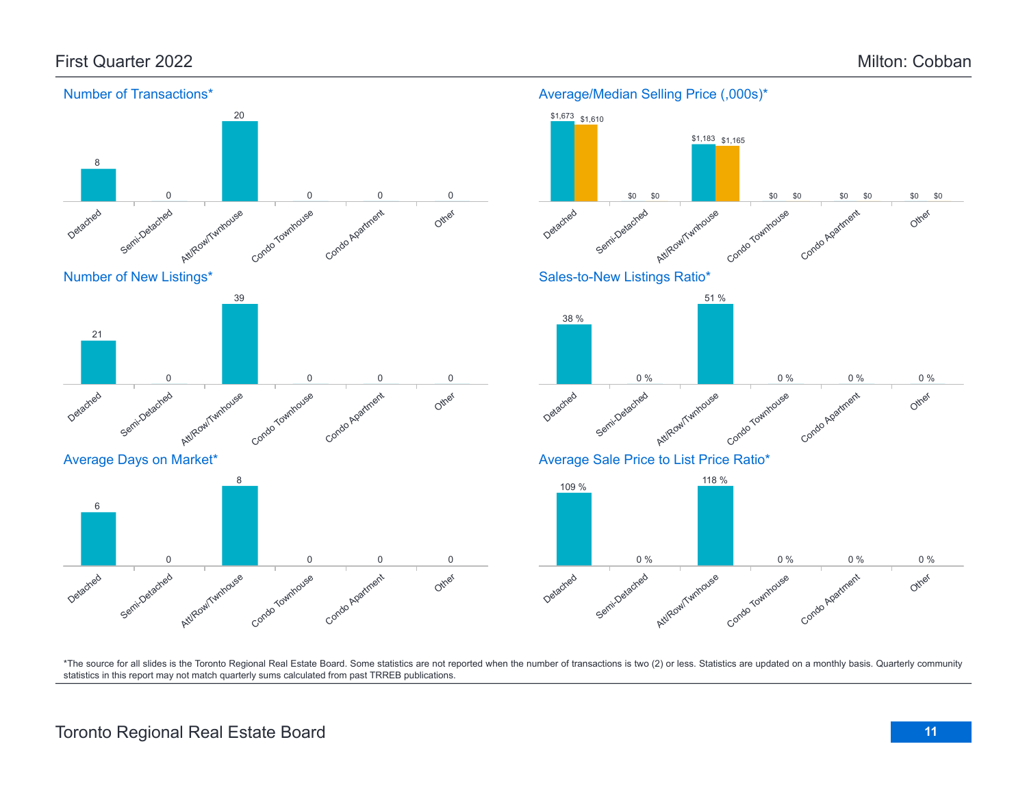# First Quarter 2022 — Milton: Cobban

## Number of Transactions*

| Detached | Semi-Detached | Att/Row/Twnhouse | Condo Townhouse | Condo Apartment | Other |
|---|---|---|---|---|---|
| 8 | 0 | 20 | 0 | 0 | 0 |

## Average/Median Selling Price (,000s)*

| | Detached | Semi-Detached | Att/Row/Twnhouse | Condo Townhouse | Condo Apartment | Other |
|---|---|---|---|---|---|---|
| Average | $1,673 | $0 | $1,183 | $0 | $0 | $0 |
| Median | $1,610 | $0 | $1,165 | $0 | $0 | $0 |

## Number of New Listings*

| Detached | Semi-Detached | Att/Row/Twnhouse | Condo Townhouse | Condo Apartment | Other |
|---|---|---|---|---|---|
| 21 | 0 | 39 | 0 | 0 | 0 |

## Sales-to-New Listings Ratio*

| Detached | Semi-Detached | Att/Row/Twnhouse | Condo Townhouse | Condo Apartment | Other |
|---|---|---|---|---|---|
| 38 % | 0 % | 51 % | 0 % | 0 % | 0 % |

## Average Days on Market*

| Detached | Semi-Detached | Att/Row/Twnhouse | Condo Townhouse | Condo Apartment | Other |
|---|---|---|---|---|---|
| 6 | 0 | 8 | 0 | 0 | 0 |

## Average Sale Price to List Price Ratio*

| Detached | Semi-Detached | Att/Row/Twnhouse | Condo Townhouse | Condo Apartment | Other |
|---|---|---|---|---|---|
| 109 % | 0 % | 118 % | 0 % | 0 % | 0 % |

*The source for all slides is the Toronto Regional Real Estate Board. Some statistics are not reported when the number of transactions is two (2) or less. Statistics are updated on a monthly basis. Quarterly community statistics in this report may not match quarterly sums calculated from past TRREB publications.

Toronto Regional Real Estate Board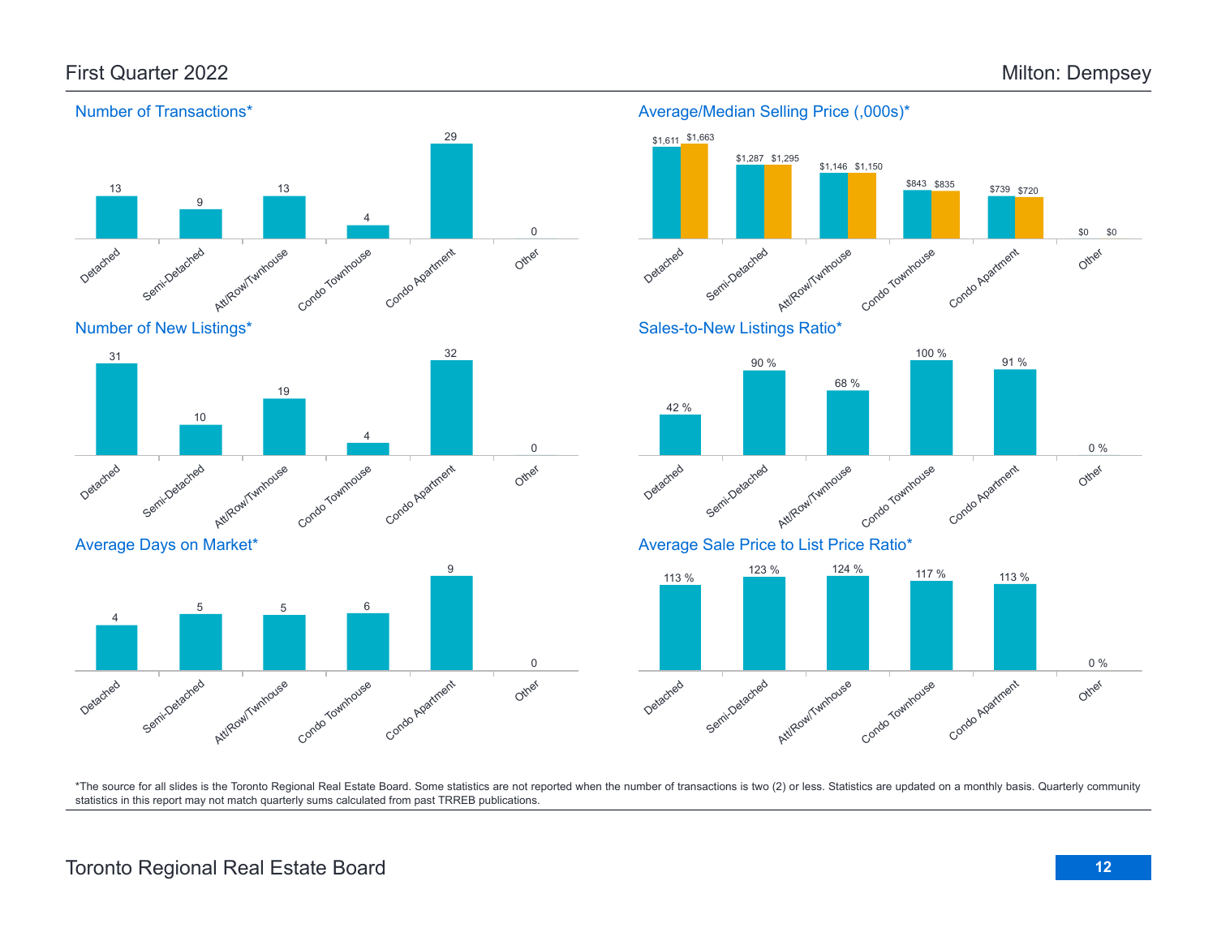# First Quarter 2022 — Milton: Dempsey

## Number of Transactions*

| Detached | Semi-Detached | Att/Row/Twnhouse | Condo Townhouse | Condo Apartment | Other |
|---|---|---|---|---|---|
| 13 | 9 | 13 | 4 | 29 | 0 |

## Average/Median Selling Price (,000s)*

| | Detached | Semi-Detached | Att/Row/Twnhouse | Condo Townhouse | Condo Apartment | Other |
|---|---|---|---|---|---|---|
| Average | $1,611 | $1,287 | $1,146 | $843 | $739 | $0 |
| Median | $1,663 | $1,295 | $1,150 | $835 | $720 | $0 |

## Number of New Listings*

| Detached | Semi-Detached | Att/Row/Twnhouse | Condo Townhouse | Condo Apartment | Other |
|---|---|---|---|---|---|
| 31 | 10 | 19 | 4 | 32 | 0 |

## Sales-to-New Listings Ratio*

| Detached | Semi-Detached | Att/Row/Twnhouse | Condo Townhouse | Condo Apartment | Other |
|---|---|---|---|---|---|
| 42 % | 90 % | 68 % | 100 % | 91 % | 0 % |

## Average Days on Market*

| Detached | Semi-Detached | Att/Row/Twnhouse | Condo Townhouse | Condo Apartment | Other |
|---|---|---|---|---|---|
| 4 | 5 | 5 | 6 | 9 | 0 |

## Average Sale Price to List Price Ratio*

| Detached | Semi-Detached | Att/Row/Twnhouse | Condo Townhouse | Condo Apartment | Other |
|---|---|---|---|---|---|
| 113 % | 123 % | 124 % | 117 % | 113 % | 0 % |

*The source for all slides is the Toronto Regional Real Estate Board. Some statistics are not reported when the number of transactions is two (2) or less. Statistics are updated on a monthly basis. Quarterly community statistics in this report may not match quarterly sums calculated from past TRREB publications.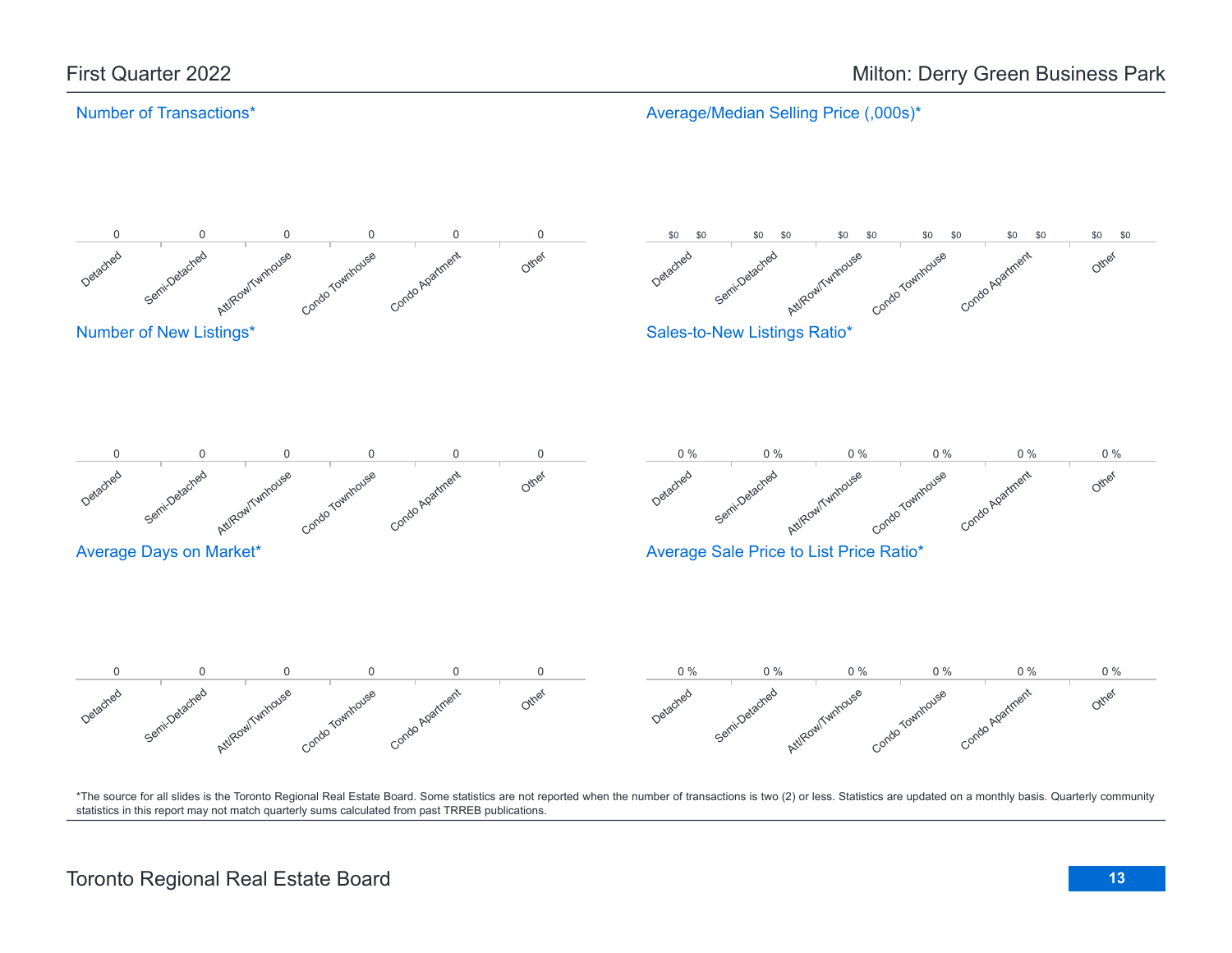# Milton: Derry Green Business Park

## First Quarter 2022

### Number of Transactions*

| Detached | Semi-Detached | Att/Row/Twnhouse | Condo Townhouse | Condo Apartment | Other |
|---|---|---|---|---|---|
| 0 | 0 | 0 | 0 | 0 | 0 |

### Average/Median Selling Price (,000s)*

| | Detached | Semi-Detached | Att/Row/Twnhouse | Condo Townhouse | Condo Apartment | Other |
|---|---|---|---|---|---|---|
| Average | $0 | $0 | $0 | $0 | $0 | $0 |
| Median | $0 | $0 | $0 | $0 | $0 | $0 |

### Number of New Listings*

| Detached | Semi-Detached | Att/Row/Twnhouse | Condo Townhouse | Condo Apartment | Other |
|---|---|---|---|---|---|
| 0 | 0 | 0 | 0 | 0 | 0 |

### Sales-to-New Listings Ratio*

| Detached | Semi-Detached | Att/Row/Twnhouse | Condo Townhouse | Condo Apartment | Other |
|---|---|---|---|---|---|
| 0 % | 0 % | 0 % | 0 % | 0 % | 0 % |

### Average Days on Market*

| Detached | Semi-Detached | Att/Row/Twnhouse | Condo Townhouse | Condo Apartment | Other |
|---|---|---|---|---|---|
| 0 | 0 | 0 | 0 | 0 | 0 |

### Average Sale Price to List Price Ratio*

| Detached | Semi-Detached | Att/Row/Twnhouse | Condo Townhouse | Condo Apartment | Other |
|---|---|---|---|---|---|
| 0 % | 0 % | 0 % | 0 % | 0 % | 0 % |

*The source for all slides is the Toronto Regional Real Estate Board. Some statistics are not reported when the number of transactions is two (2) or less. Statistics are updated on a monthly basis. Quarterly community statistics in this report may not match quarterly sums calculated from past TRREB publications.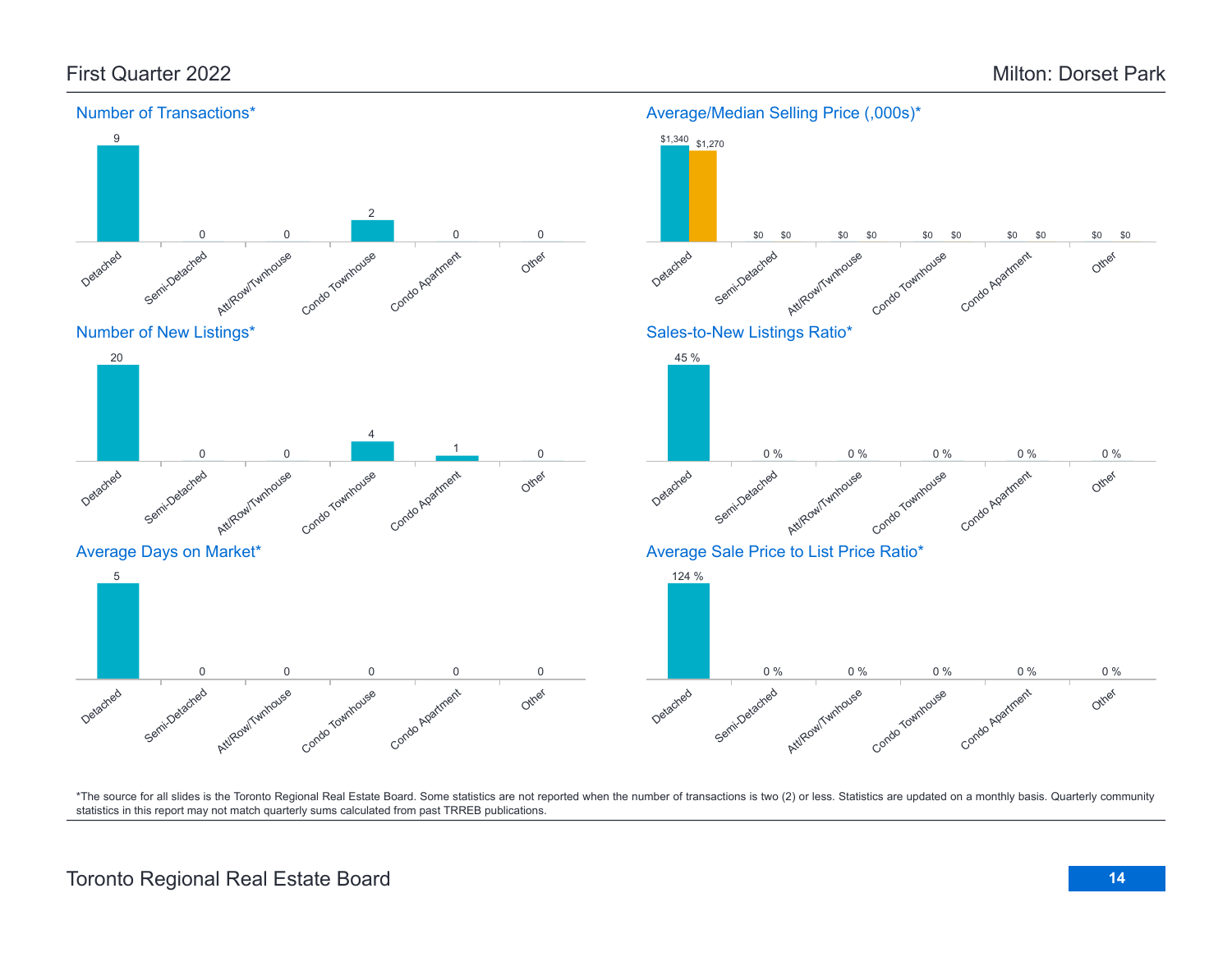# Milton: Dorset Park

First Quarter 2022

## Number of Transactions*

| Detached | Semi-Detached | Att/Row/Twnhouse | Condo Townhouse | Condo Apartment | Other |
|---|---|---|---|---|---|
| 9 | 0 | 0 | 2 | 0 | 0 |

## Average/Median Selling Price (,000s)*

| | Detached | Semi-Detached | Att/Row/Twnhouse | Condo Townhouse | Condo Apartment | Other |
|---|---|---|---|---|---|---|
| Average | $1,340 | $0 | $0 | $0 | $0 | $0 |
| Median | $1,270 | $0 | $0 | $0 | $0 | $0 |

## Number of New Listings*

| Detached | Semi-Detached | Att/Row/Twnhouse | Condo Townhouse | Condo Apartment | Other |
|---|---|---|---|---|---|
| 20 | 0 | 0 | 4 | 1 | 0 |

## Sales-to-New Listings Ratio*

| Detached | Semi-Detached | Att/Row/Twnhouse | Condo Townhouse | Condo Apartment | Other |
|---|---|---|---|---|---|
| 45 % | 0 % | 0 % | 0 % | 0 % | 0 % |

## Average Days on Market*

| Detached | Semi-Detached | Att/Row/Twnhouse | Condo Townhouse | Condo Apartment | Other |
|---|---|---|---|---|---|
| 5 | 0 | 0 | 0 | 0 | 0 |

## Average Sale Price to List Price Ratio*

| Detached | Semi-Detached | Att/Row/Twnhouse | Condo Townhouse | Condo Apartment | Other |
|---|---|---|---|---|---|
| 124 % | 0 % | 0 % | 0 % | 0 % | 0 % |

*The source for all slides is the Toronto Regional Real Estate Board. Some statistics are not reported when the number of transactions is two (2) or less. Statistics are updated on a monthly basis. Quarterly community statistics in this report may not match quarterly sums calculated from past TRREB publications.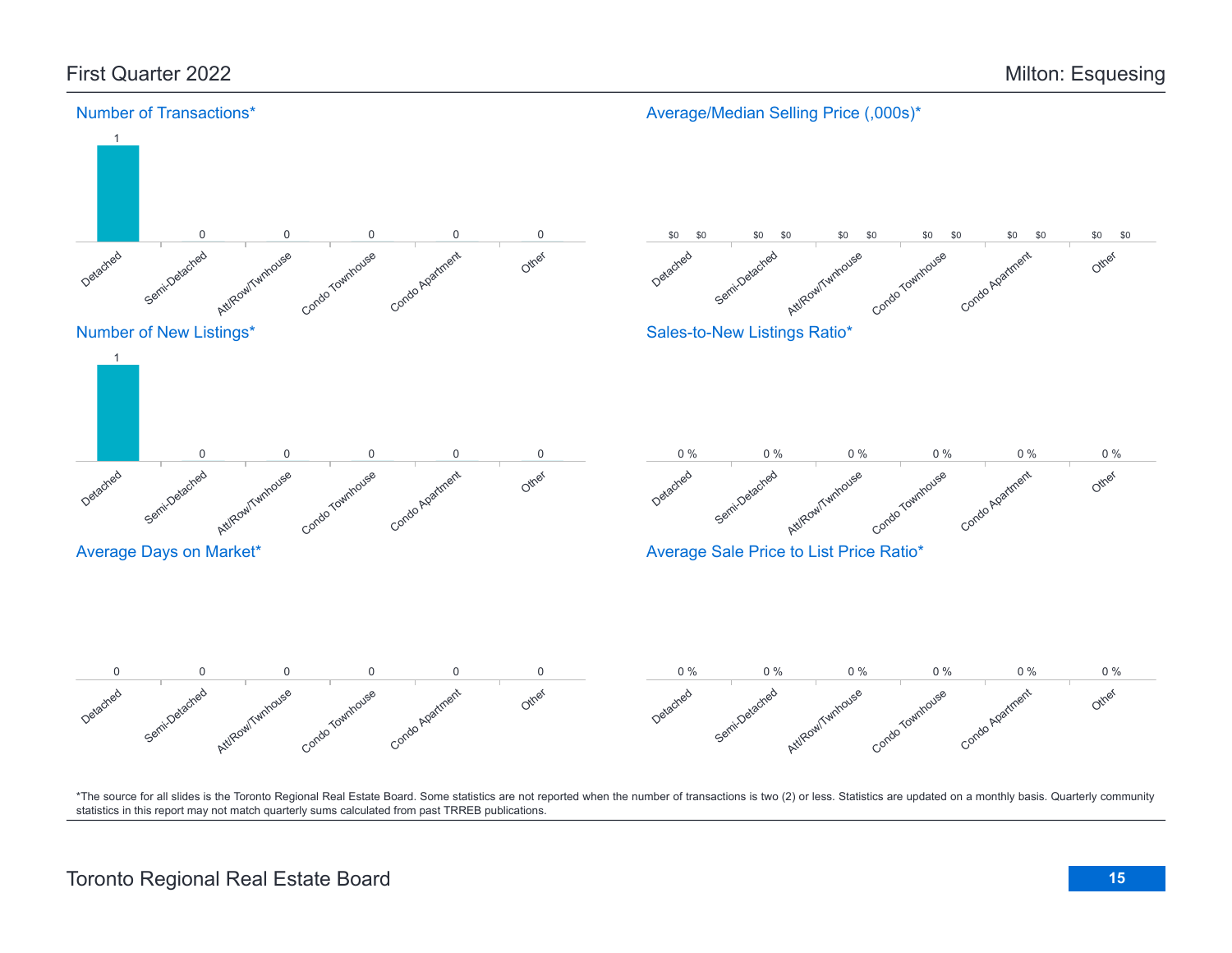# First Quarter 2022 — Milton: Esquesing

## Number of Transactions*

| Detached | Semi-Detached | Att/Row/Twnhouse | Condo Townhouse | Condo Apartment | Other |
|---|---|---|---|---|---|
| 1 | 0 | 0 | 0 | 0 | 0 |

## Average/Median Selling Price (,000s)*

| | Detached | Semi-Detached | Att/Row/Twnhouse | Condo Townhouse | Condo Apartment | Other |
|---|---|---|---|---|---|---|
| Average | $0 | $0 | $0 | $0 | $0 | $0 |
| Median | $0 | $0 | $0 | $0 | $0 | $0 |

## Number of New Listings*

| Detached | Semi-Detached | Att/Row/Twnhouse | Condo Townhouse | Condo Apartment | Other |
|---|---|---|---|---|---|
| 1 | 0 | 0 | 0 | 0 | 0 |

## Sales-to-New Listings Ratio*

| Detached | Semi-Detached | Att/Row/Twnhouse | Condo Townhouse | Condo Apartment | Other |
|---|---|---|---|---|---|
| 0 % | 0 % | 0 % | 0 % | 0 % | 0 % |

## Average Days on Market*

| Detached | Semi-Detached | Att/Row/Twnhouse | Condo Townhouse | Condo Apartment | Other |
|---|---|---|---|---|---|
| 0 | 0 | 0 | 0 | 0 | 0 |

## Average Sale Price to List Price Ratio*

| Detached | Semi-Detached | Att/Row/Twnhouse | Condo Townhouse | Condo Apartment | Other |
|---|---|---|---|---|---|
| 0 % | 0 % | 0 % | 0 % | 0 % | 0 % |

*The source for all slides is the Toronto Regional Real Estate Board. Some statistics are not reported when the number of transactions is two (2) or less. Statistics are updated on a monthly basis. Quarterly community statistics in this report may not match quarterly sums calculated from past TRREB publications.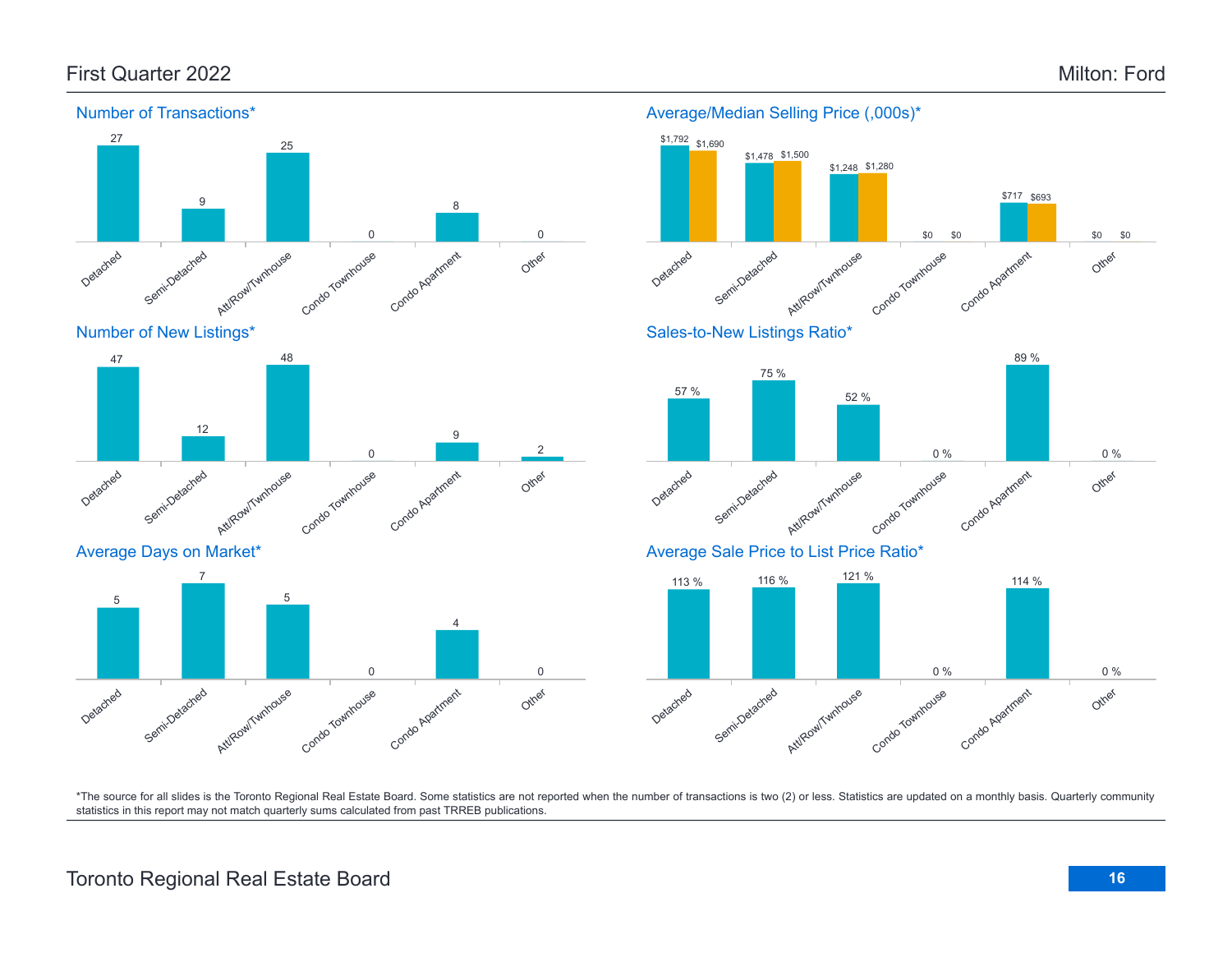# First Quarter 2022

# Milton: Ford

## Number of Transactions*

| Detached | Semi-Detached | Att/Row/Twnhouse | Condo Townhouse | Condo Apartment | Other |
|---|---|---|---|---|---|
| 27 | 9 | 25 | 0 | 8 | 0 |

## Average/Median Selling Price (,000s)*

| | Detached | Semi-Detached | Att/Row/Twnhouse | Condo Townhouse | Condo Apartment | Other |
|---|---|---|---|---|---|---|
| Average | $1,792 | $1,478 | $1,248 | $0 | $717 | $0 |
| Median | $1,690 | $1,500 | $1,280 | $0 | $693 | $0 |

## Number of New Listings*

| Detached | Semi-Detached | Att/Row/Twnhouse | Condo Townhouse | Condo Apartment | Other |
|---|---|---|---|---|---|
| 47 | 12 | 48 | 0 | 9 | 2 |

## Sales-to-New Listings Ratio*

| Detached | Semi-Detached | Att/Row/Twnhouse | Condo Townhouse | Condo Apartment | Other |
|---|---|---|---|---|---|
| 57 % | 75 % | 52 % | 0 % | 89 % | 0 % |

## Average Days on Market*

| Detached | Semi-Detached | Att/Row/Twnhouse | Condo Townhouse | Condo Apartment | Other |
|---|---|---|---|---|---|
| 5 | 7 | 5 | 0 | 4 | 0 |

## Average Sale Price to List Price Ratio*

| Detached | Semi-Detached | Att/Row/Twnhouse | Condo Townhouse | Condo Apartment | Other |
|---|---|---|---|---|---|
| 113 % | 116 % | 121 % | 0 % | 114 % | 0 % |

*The source for all slides is the Toronto Regional Real Estate Board. Some statistics are not reported when the number of transactions is two (2) or less. Statistics are updated on a monthly basis. Quarterly community statistics in this report may not match quarterly sums calculated from past TRREB publications.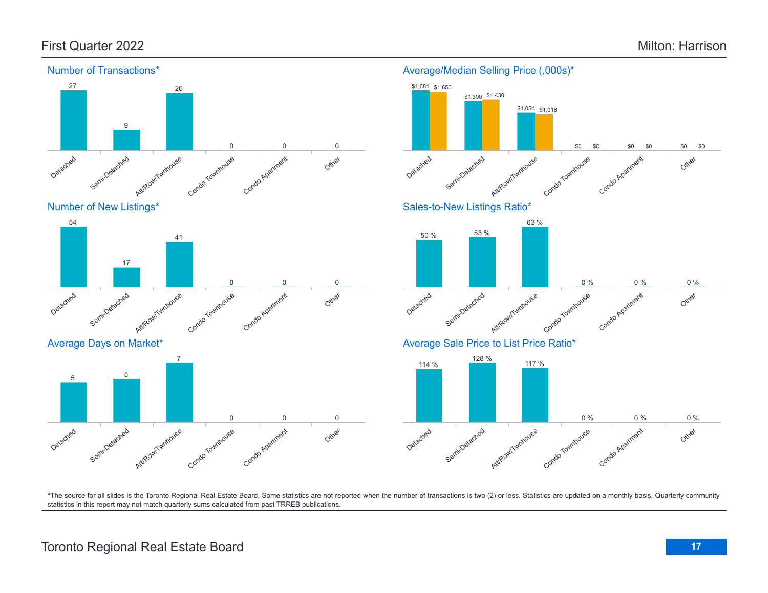# First Quarter 2022 — Milton: Harrison

### Number of Transactions*

| Detached | Semi-Detached | Att/Row/Twnhouse | Condo Townhouse | Condo Apartment | Other |
|---|---|---|---|---|---|
| 27 | 9 | 26 | 0 | 0 | 0 |

### Average/Median Selling Price (,000s)*

| | Detached | Semi-Detached | Att/Row/Twnhouse | Condo Townhouse | Condo Apartment | Other |
|---|---|---|---|---|---|---|
| Average | $1,681 | $1,390 | $1,054 | $0 | $0 | $0 |
| Median | $1,650 | $1,430 | $1,018 | $0 | $0 | $0 |

### Number of New Listings*

| Detached | Semi-Detached | Att/Row/Twnhouse | Condo Townhouse | Condo Apartment | Other |
|---|---|---|---|---|---|
| 54 | 17 | 41 | 0 | 0 | 0 |

### Sales-to-New Listings Ratio*

| Detached | Semi-Detached | Att/Row/Twnhouse | Condo Townhouse | Condo Apartment | Other |
|---|---|---|---|---|---|
| 50 % | 53 % | 63 % | 0 % | 0 % | 0 % |

### Average Days on Market*

| Detached | Semi-Detached | Att/Row/Twnhouse | Condo Townhouse | Condo Apartment | Other |
|---|---|---|---|---|---|
| 5 | 5 | 7 | 0 | 0 | 0 |

### Average Sale Price to List Price Ratio*

| Detached | Semi-Detached | Att/Row/Twnhouse | Condo Townhouse | Condo Apartment | Other |
|---|---|---|---|---|---|
| 114 % | 128 % | 117 % | 0 % | 0 % | 0 % |

*The source for all slides is the Toronto Regional Real Estate Board. Some statistics are not reported when the number of transactions is two (2) or less. Statistics are updated on a monthly basis. Quarterly community statistics in this report may not match quarterly sums calculated from past TRREB publications.

Toronto Regional Real Estate Board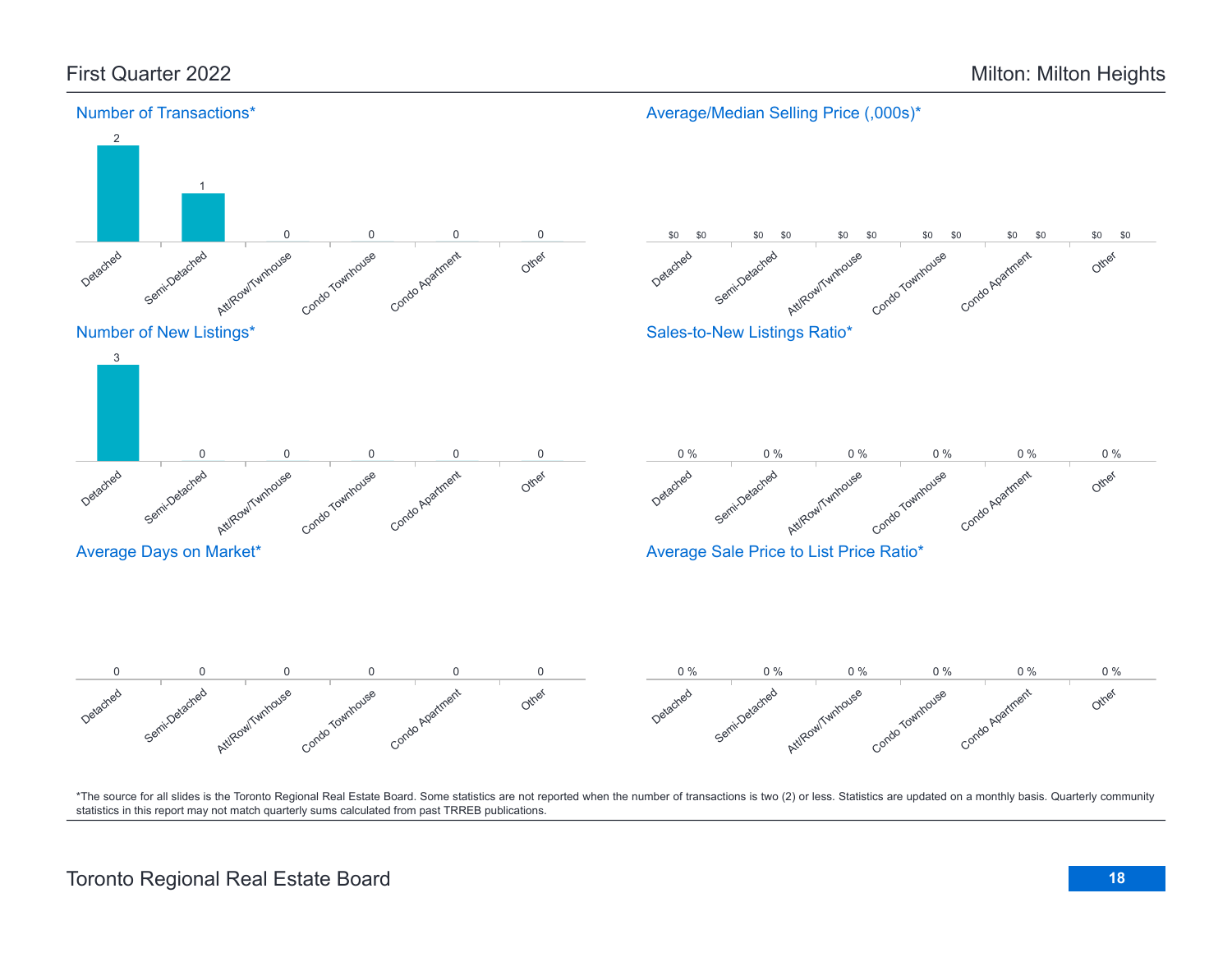# First Quarter 2022

# Milton: Milton Heights

## Number of Transactions*

| Detached | Semi-Detached | Att/Row/Twnhouse | Condo Townhouse | Condo Apartment | Other |
|---|---|---|---|---|---|
| 2 | 1 | 0 | 0 | 0 | 0 |

## Average/Median Selling Price (,000s)*

| | Detached | Semi-Detached | Att/Row/Twnhouse | Condo Townhouse | Condo Apartment | Other |
|---|---|---|---|---|---|---|
| Average | $0 | $0 | $0 | $0 | $0 | $0 |
| Median | $0 | $0 | $0 | $0 | $0 | $0 |

## Number of New Listings*

| Detached | Semi-Detached | Att/Row/Twnhouse | Condo Townhouse | Condo Apartment | Other |
|---|---|---|---|---|---|
| 3 | 0 | 0 | 0 | 0 | 0 |

## Sales-to-New Listings Ratio*

| Detached | Semi-Detached | Att/Row/Twnhouse | Condo Townhouse | Condo Apartment | Other |
|---|---|---|---|---|---|
| 0 % | 0 % | 0 % | 0 % | 0 % | 0 % |

## Average Days on Market*

| Detached | Semi-Detached | Att/Row/Twnhouse | Condo Townhouse | Condo Apartment | Other |
|---|---|---|---|---|---|
| 0 | 0 | 0 | 0 | 0 | 0 |

## Average Sale Price to List Price Ratio*

| Detached | Semi-Detached | Att/Row/Twnhouse | Condo Townhouse | Condo Apartment | Other |
|---|---|---|---|---|---|
| 0 % | 0 % | 0 % | 0 % | 0 % | 0 % |

*The source for all slides is the Toronto Regional Real Estate Board. Some statistics are not reported when the number of transactions is two (2) or less. Statistics are updated on a monthly basis. Quarterly community statistics in this report may not match quarterly sums calculated from past TRREB publications.

Toronto Regional Real Estate Board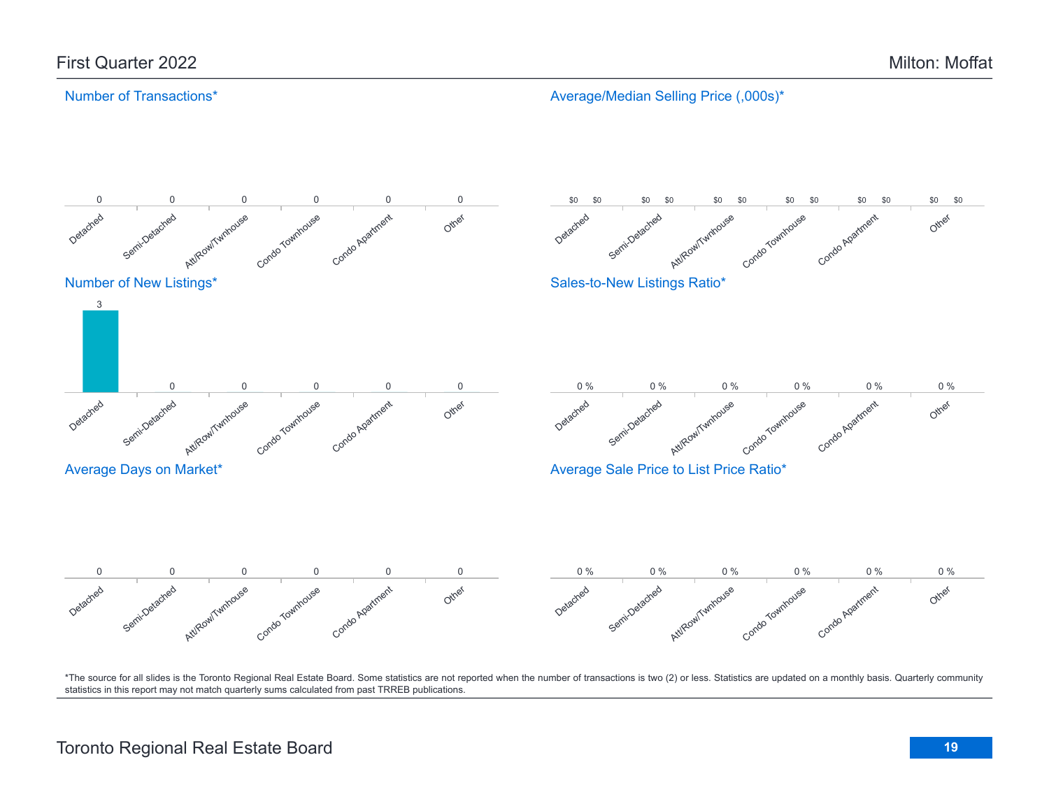# First Quarter 2022

# Milton: Moffat

## Number of Transactions*

| Detached | Semi-Detached | Att/Row/Twnhouse | Condo Townhouse | Condo Apartment | Other |
|---|---|---|---|---|---|
| 0 | 0 | 0 | 0 | 0 | 0 |

## Average/Median Selling Price (,000s)*

| | Detached | Semi-Detached | Att/Row/Twnhouse | Condo Townhouse | Condo Apartment | Other |
|---|---|---|---|---|---|---|
| Average | $0 | $0 | $0 | $0 | $0 | $0 |
| Median | $0 | $0 | $0 | $0 | $0 | $0 |

## Number of New Listings*

| Detached | Semi-Detached | Att/Row/Twnhouse | Condo Townhouse | Condo Apartment | Other |
|---|---|---|---|---|---|
| 3 | 0 | 0 | 0 | 0 | 0 |

## Sales-to-New Listings Ratio*

| Detached | Semi-Detached | Att/Row/Twnhouse | Condo Townhouse | Condo Apartment | Other |
|---|---|---|---|---|---|
| 0 % | 0 % | 0 % | 0 % | 0 % | 0 % |

## Average Days on Market*

| Detached | Semi-Detached | Att/Row/Twnhouse | Condo Townhouse | Condo Apartment | Other |
|---|---|---|---|---|---|
| 0 | 0 | 0 | 0 | 0 | 0 |

## Average Sale Price to List Price Ratio*

| Detached | Semi-Detached | Att/Row/Twnhouse | Condo Townhouse | Condo Apartment | Other |
|---|---|---|---|---|---|
| 0 % | 0 % | 0 % | 0 % | 0 % | 0 % |

*The source for all slides is the Toronto Regional Real Estate Board. Some statistics are not reported when the number of transactions is two (2) or less. Statistics are updated on a monthly basis. Quarterly community statistics in this report may not match quarterly sums calculated from past TRREB publications.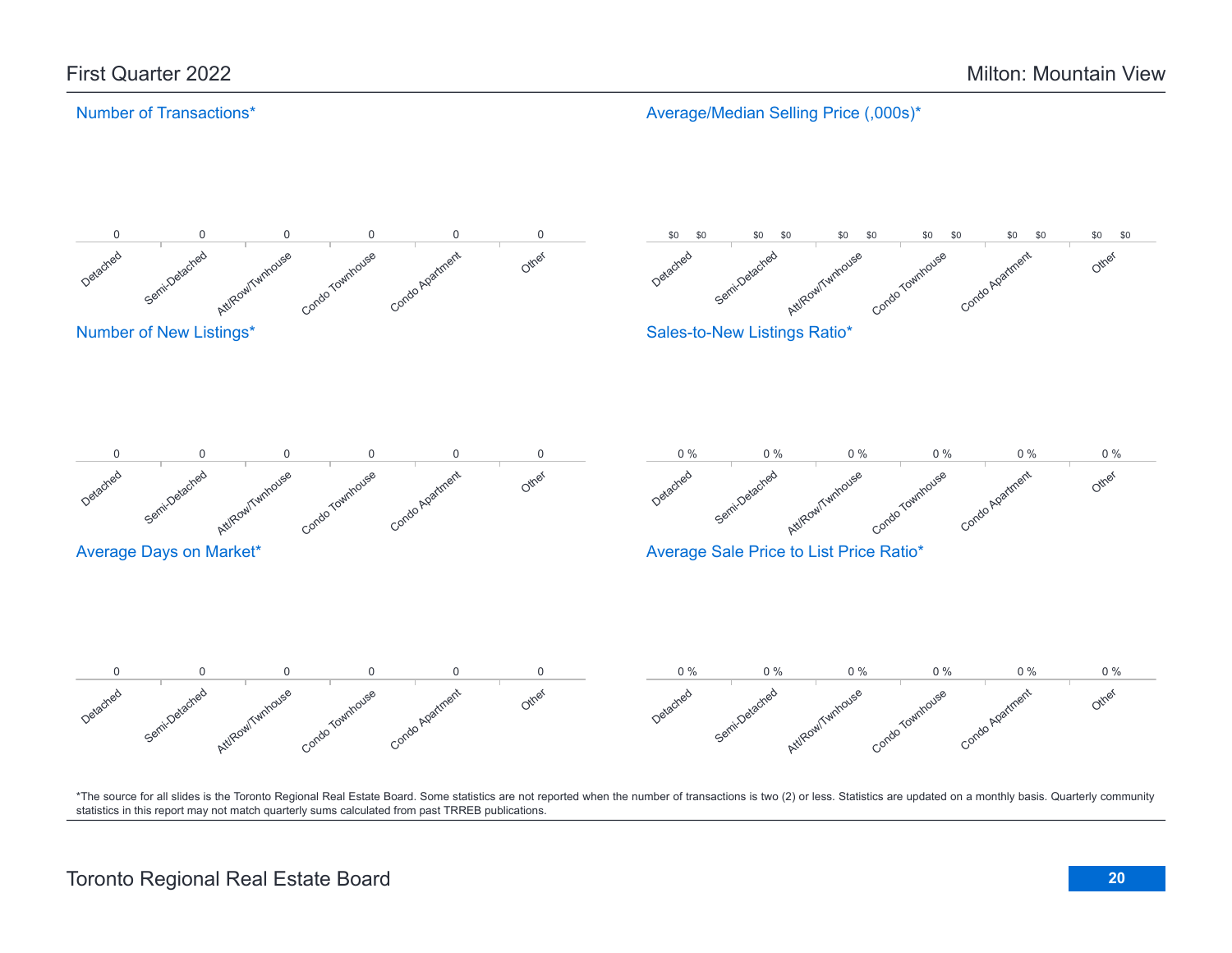# First Quarter 2022

# Milton: Mountain View

## Number of Transactions*

| Detached | Semi-Detached | Att/Row/Twnhouse | Condo Townhouse | Condo Apartment | Other |
|---|---|---|---|---|---|
| 0 | 0 | 0 | 0 | 0 | 0 |

## Average/Median Selling Price (,000s)*

| | Detached | Semi-Detached | Att/Row/Twnhouse | Condo Townhouse | Condo Apartment | Other |
|---|---|---|---|---|---|---|
| Average | $0 | $0 | $0 | $0 | $0 | $0 |
| Median | $0 | $0 | $0 | $0 | $0 | $0 |

## Number of New Listings*

| Detached | Semi-Detached | Att/Row/Twnhouse | Condo Townhouse | Condo Apartment | Other |
|---|---|---|---|---|---|
| 0 | 0 | 0 | 0 | 0 | 0 |

## Sales-to-New Listings Ratio*

| Detached | Semi-Detached | Att/Row/Twnhouse | Condo Townhouse | Condo Apartment | Other |
|---|---|---|---|---|---|
| 0 % | 0 % | 0 % | 0 % | 0 % | 0 % |

## Average Days on Market*

| Detached | Semi-Detached | Att/Row/Twnhouse | Condo Townhouse | Condo Apartment | Other |
|---|---|---|---|---|---|
| 0 | 0 | 0 | 0 | 0 | 0 |

## Average Sale Price to List Price Ratio*

| Detached | Semi-Detached | Att/Row/Twnhouse | Condo Townhouse | Condo Apartment | Other |
|---|---|---|---|---|---|
| 0 % | 0 % | 0 % | 0 % | 0 % | 0 % |

*The source for all slides is the Toronto Regional Real Estate Board. Some statistics are not reported when the number of transactions is two (2) or less. Statistics are updated on a monthly basis. Quarterly community statistics in this report may not match quarterly sums calculated from past TRREB publications.

Toronto Regional Real Estate Board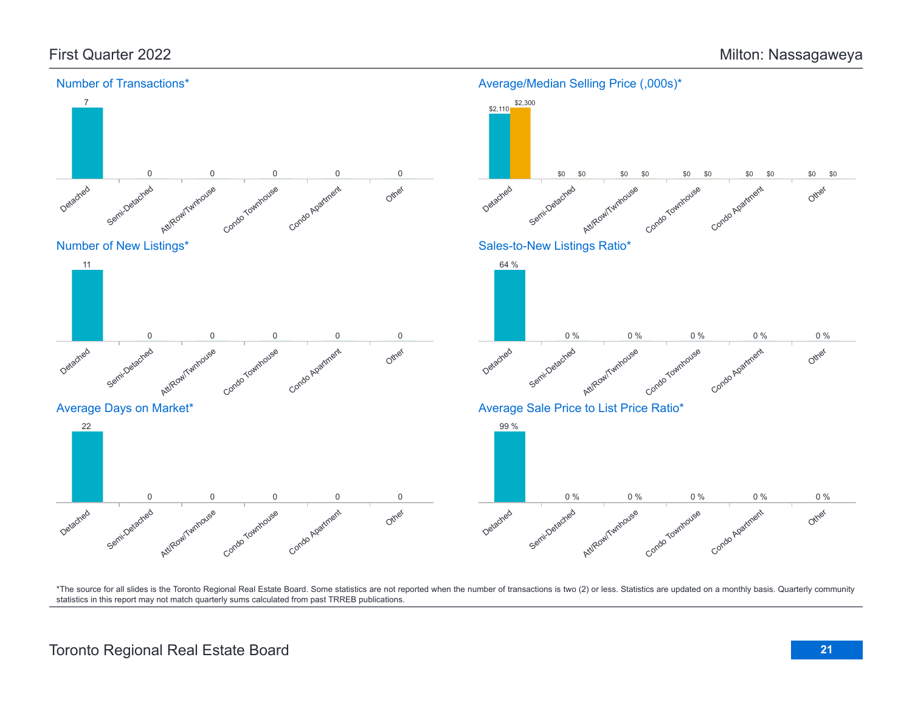First Quarter 2022

Milton: Nassagaweya

## Number of Transactions*

| Detached | Semi-Detached | Att/Row/Twnhouse | Condo Townhouse | Condo Apartment | Other |
|---|---|---|---|---|---|
| 7 | 0 | 0 | 0 | 0 | 0 |

## Average/Median Selling Price (,000s)*

| | Detached | Semi-Detached | Att/Row/Twnhouse | Condo Townhouse | Condo Apartment | Other |
|---|---|---|---|---|---|---|
| Average | $2,110 | $0 | $0 | $0 | $0 | $0 |
| Median | $2,300 | $0 | $0 | $0 | $0 | $0 |

## Number of New Listings*

| Detached | Semi-Detached | Att/Row/Twnhouse | Condo Townhouse | Condo Apartment | Other |
|---|---|---|---|---|---|
| 11 | 0 | 0 | 0 | 0 | 0 |

## Sales-to-New Listings Ratio*

| Detached | Semi-Detached | Att/Row/Twnhouse | Condo Townhouse | Condo Apartment | Other |
|---|---|---|---|---|---|
| 64 % | 0 % | 0 % | 0 % | 0 % | 0 % |

## Average Days on Market*

| Detached | Semi-Detached | Att/Row/Twnhouse | Condo Townhouse | Condo Apartment | Other |
|---|---|---|---|---|---|
| 22 | 0 | 0 | 0 | 0 | 0 |

## Average Sale Price to List Price Ratio*

| Detached | Semi-Detached | Att/Row/Twnhouse | Condo Townhouse | Condo Apartment | Other |
|---|---|---|---|---|---|
| 99 % | 0 % | 0 % | 0 % | 0 % | 0 % |

*The source for all slides is the Toronto Regional Real Estate Board. Some statistics are not reported when the number of transactions is two (2) or less. Statistics are updated on a monthly basis. Quarterly community statistics in this report may not match quarterly sums calculated from past TRREB publications.

Toronto Regional Real Estate Board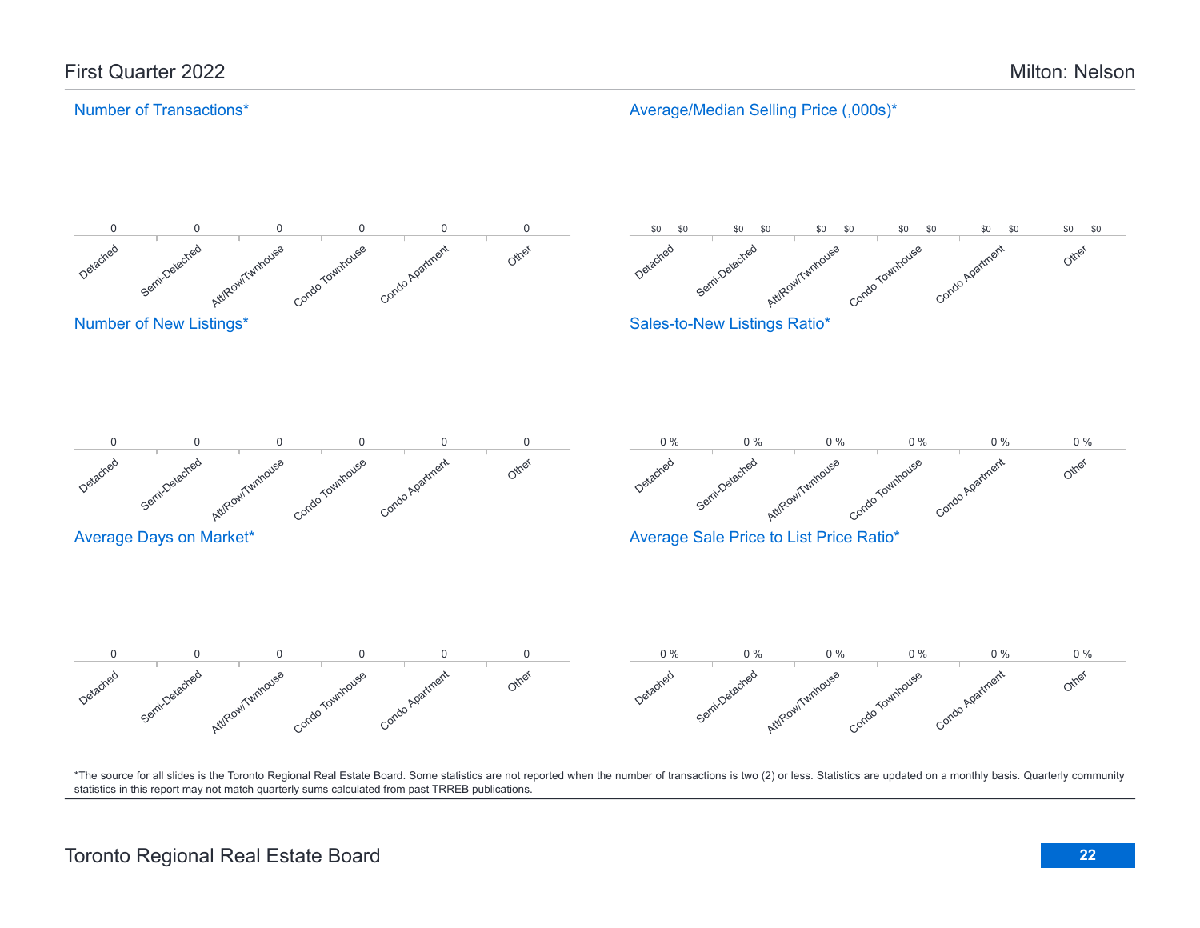# First Quarter 2022

# Milton: Nelson

## Number of Transactions*

| Detached | Semi-Detached | Att/Row/Twnhouse | Condo Townhouse | Condo Apartment | Other |
|---|---|---|---|---|---|
| 0 | 0 | 0 | 0 | 0 | 0 |

## Average/Median Selling Price (,000s)*

| | Detached | Semi-Detached | Att/Row/Twnhouse | Condo Townhouse | Condo Apartment | Other |
|---|---|---|---|---|---|---|
| Average | $0 | $0 | $0 | $0 | $0 | $0 |
| Median | $0 | $0 | $0 | $0 | $0 | $0 |

## Number of New Listings*

| Detached | Semi-Detached | Att/Row/Twnhouse | Condo Townhouse | Condo Apartment | Other |
|---|---|---|---|---|---|
| 0 | 0 | 0 | 0 | 0 | 0 |

## Sales-to-New Listings Ratio*

| Detached | Semi-Detached | Att/Row/Twnhouse | Condo Townhouse | Condo Apartment | Other |
|---|---|---|---|---|---|
| 0 % | 0 % | 0 % | 0 % | 0 % | 0 % |

## Average Days on Market*

| Detached | Semi-Detached | Att/Row/Twnhouse | Condo Townhouse | Condo Apartment | Other |
|---|---|---|---|---|---|
| 0 | 0 | 0 | 0 | 0 | 0 |

## Average Sale Price to List Price Ratio*

| Detached | Semi-Detached | Att/Row/Twnhouse | Condo Townhouse | Condo Apartment | Other |
|---|---|---|---|---|---|
| 0 % | 0 % | 0 % | 0 % | 0 % | 0 % |

*The source for all slides is the Toronto Regional Real Estate Board. Some statistics are not reported when the number of transactions is two (2) or less. Statistics are updated on a monthly basis. Quarterly community statistics in this report may not match quarterly sums calculated from past TRREB publications.

Toronto Regional Real Estate Board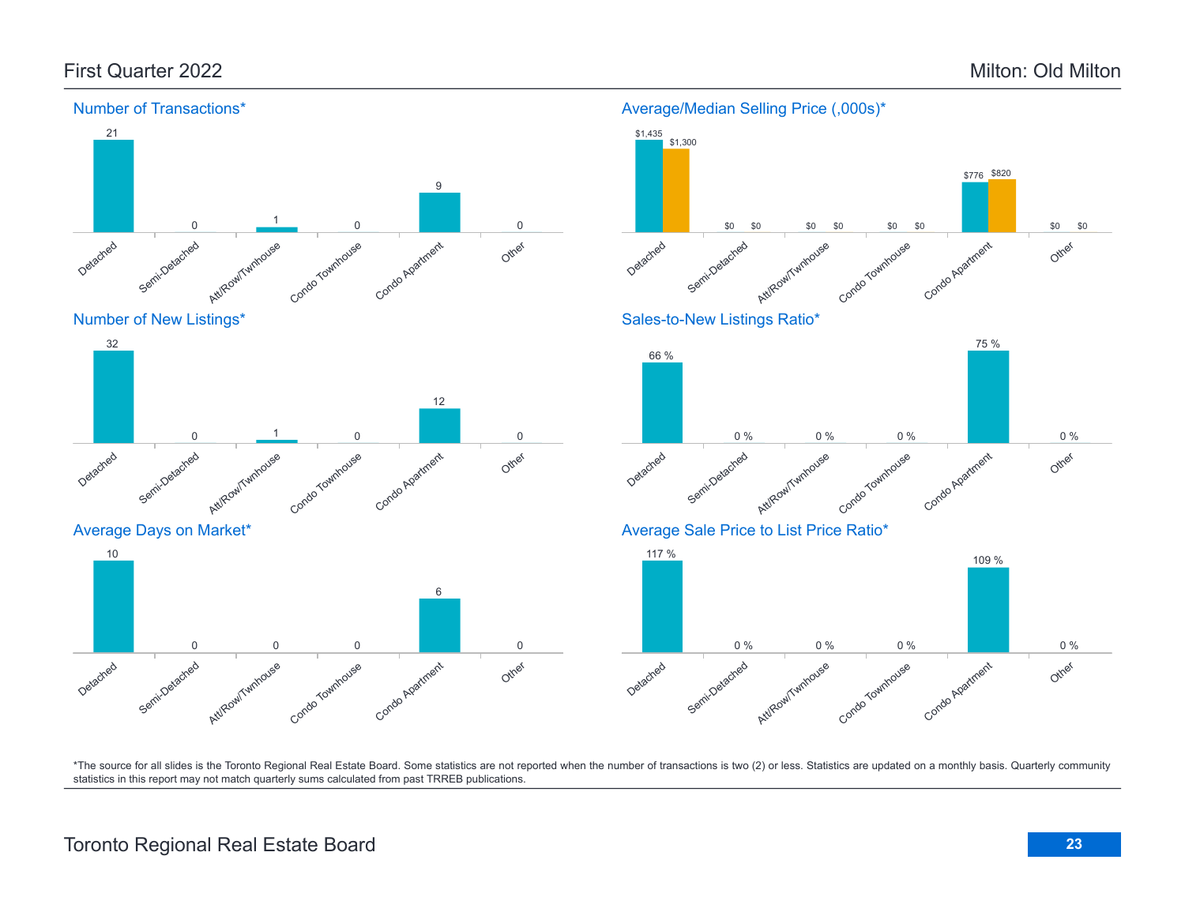First Quarter 2022

Milton: Old Milton

### Number of Transactions*

| Detached | Semi-Detached | Att/Row/Twnhouse | Condo Townhouse | Condo Apartment | Other |
|---|---|---|---|---|---|
| 21 | 0 | 1 | 0 | 9 | 0 |

### Average/Median Selling Price (,000s)*

| | Detached | Semi-Detached | Att/Row/Twnhouse | Condo Townhouse | Condo Apartment | Other |
|---|---|---|---|---|---|---|
| Average | $1,435 | $0 | $0 | $0 | $776 | $0 |
| Median | $1,300 | $0 | $0 | $0 | $820 | $0 |

### Number of New Listings*

| Detached | Semi-Detached | Att/Row/Twnhouse | Condo Townhouse | Condo Apartment | Other |
|---|---|---|---|---|---|
| 32 | 0 | 1 | 0 | 12 | 0 |

### Sales-to-New Listings Ratio*

| Detached | Semi-Detached | Att/Row/Twnhouse | Condo Townhouse | Condo Apartment | Other |
|---|---|---|---|---|---|
| 66 % | 0 % | 0 % | 0 % | 75 % | 0 % |

### Average Days on Market*

| Detached | Semi-Detached | Att/Row/Twnhouse | Condo Townhouse | Condo Apartment | Other |
|---|---|---|---|---|---|
| 10 | 0 | 0 | 0 | 6 | 0 |

### Average Sale Price to List Price Ratio*

| Detached | Semi-Detached | Att/Row/Twnhouse | Condo Townhouse | Condo Apartment | Other |
|---|---|---|---|---|---|
| 117 % | 0 % | 0 % | 0 % | 109 % | 0 % |

*The source for all slides is the Toronto Regional Real Estate Board. Some statistics are not reported when the number of transactions is two (2) or less. Statistics are updated on a monthly basis. Quarterly community statistics in this report may not match quarterly sums calculated from past TRREB publications.

Toronto Regional Real Estate Board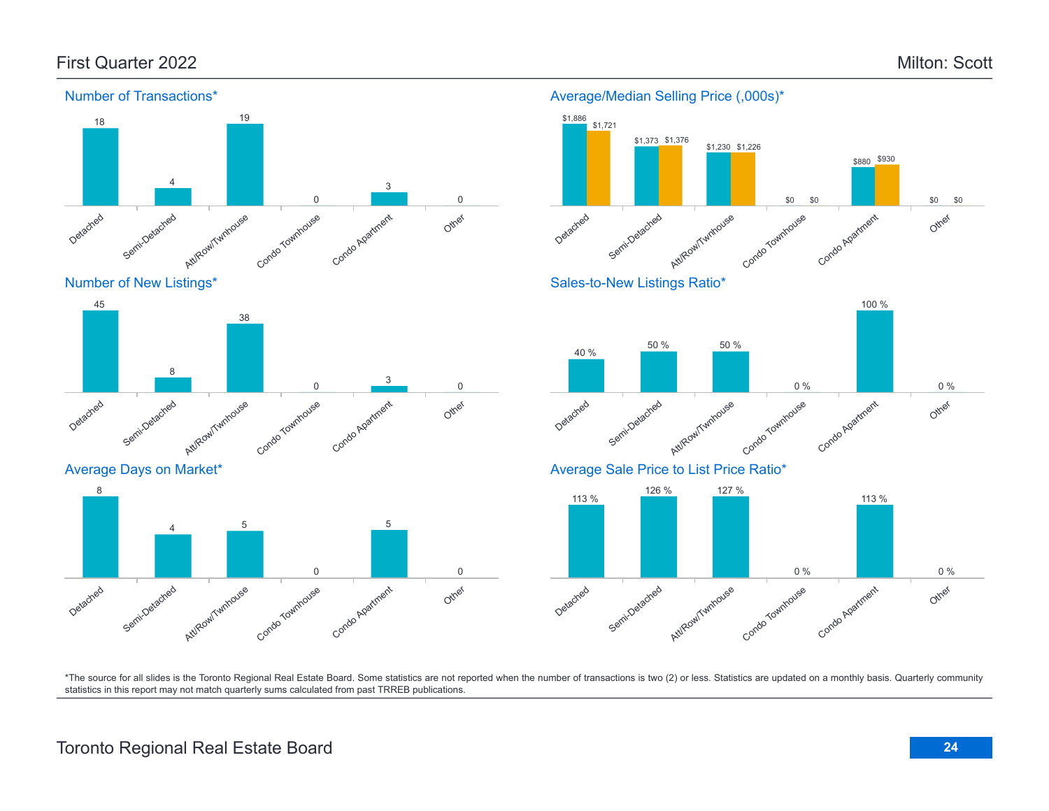# First Quarter 2022

# Milton: Scott

## Number of Transactions*

| Detached | Semi-Detached | Att/Row/Twnhouse | Condo Townhouse | Condo Apartment | Other |
|---|---|---|---|---|---|
| 18 | 4 | 19 | 0 | 3 | 0 |

## Average/Median Selling Price (,000s)*

| | Detached | Semi-Detached | Att/Row/Twnhouse | Condo Townhouse | Condo Apartment | Other |
|---|---|---|---|---|---|---|
| Average | $1,886 | $1,373 | $1,230 | $0 | $880 | $0 |
| Median | $1,721 | $1,376 | $1,226 | $0 | $930 | $0 |

## Number of New Listings*

| Detached | Semi-Detached | Att/Row/Twnhouse | Condo Townhouse | Condo Apartment | Other |
|---|---|---|---|---|---|
| 45 | 8 | 38 | 0 | 3 | 0 |

## Sales-to-New Listings Ratio*

| Detached | Semi-Detached | Att/Row/Twnhouse | Condo Townhouse | Condo Apartment | Other |
|---|---|---|---|---|---|
| 40 % | 50 % | 50 % | 0 % | 100 % | 0 % |

## Average Days on Market*

| Detached | Semi-Detached | Att/Row/Twnhouse | Condo Townhouse | Condo Apartment | Other |
|---|---|---|---|---|---|
| 8 | 4 | 5 | 0 | 5 | 0 |

## Average Sale Price to List Price Ratio*

| Detached | Semi-Detached | Att/Row/Twnhouse | Condo Townhouse | Condo Apartment | Other |
|---|---|---|---|---|---|
| 113 % | 126 % | 127 % | 0 % | 113 % | 0 % |

*The source for all slides is the Toronto Regional Real Estate Board. Some statistics are not reported when the number of transactions is two (2) or less. Statistics are updated on a monthly basis. Quarterly community statistics in this report may not match quarterly sums calculated from past TRREB publications.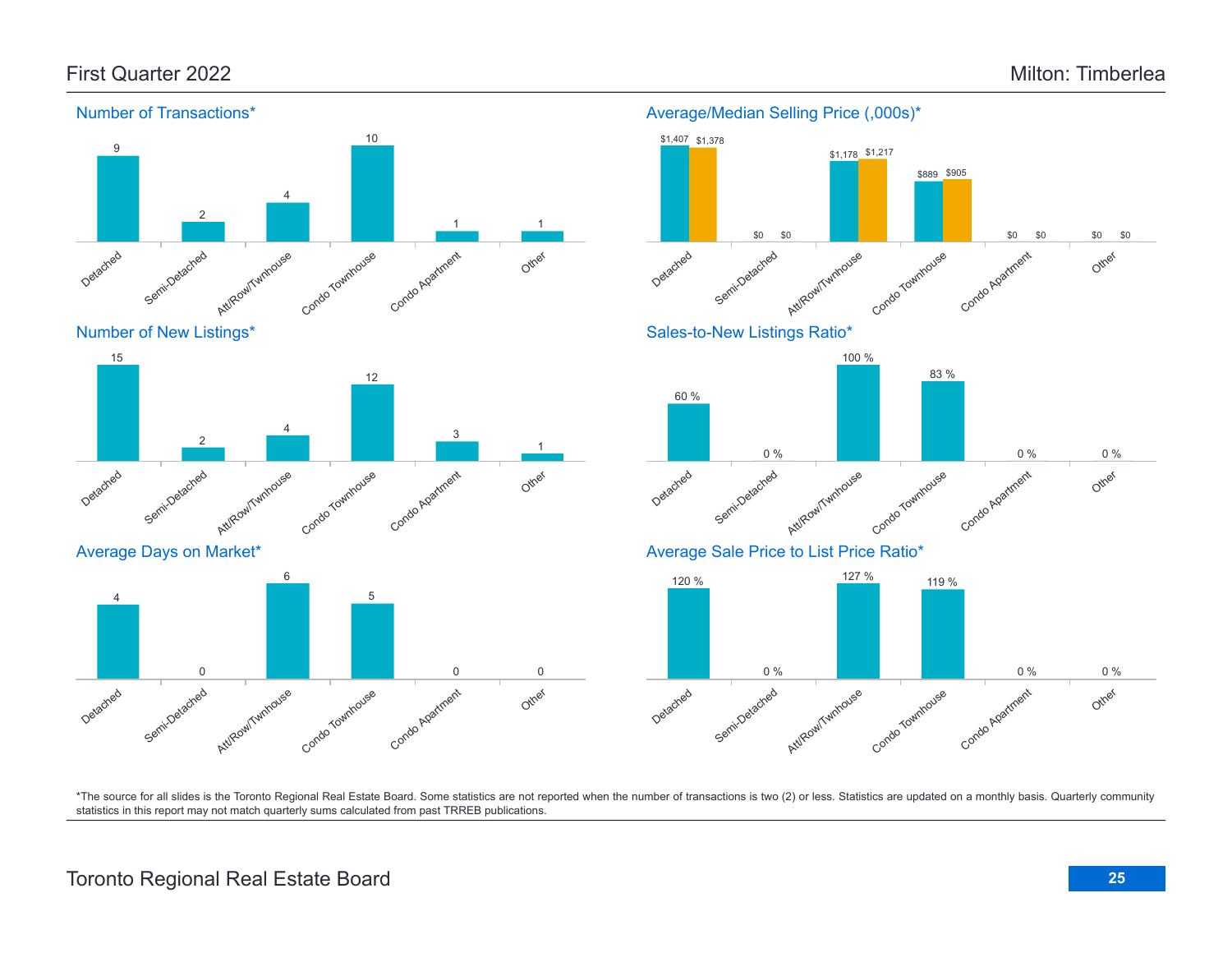# First Quarter 2022

## Milton: Timberlea

### Number of Transactions*

| Detached | Semi-Detached | Att/Row/Twnhouse | Condo Townhouse | Condo Apartment | Other |
|---|---|---|---|---|---|
| 9 | 2 | 4 | 10 | 1 | 1 |

### Average/Median Selling Price (,000s)*

| | Detached | Semi-Detached | Att/Row/Twnhouse | Condo Townhouse | Condo Apartment | Other |
|---|---|---|---|---|---|---|
| Average | $1,407 | $0 | $1,178 | $889 | $0 | $0 |
| Median | $1,378 | $0 | $1,217 | $905 | $0 | $0 |

### Number of New Listings*

| Detached | Semi-Detached | Att/Row/Twnhouse | Condo Townhouse | Condo Apartment | Other |
|---|---|---|---|---|---|
| 15 | 2 | 4 | 12 | 3 | 1 |

### Sales-to-New Listings Ratio*

| Detached | Semi-Detached | Att/Row/Twnhouse | Condo Townhouse | Condo Apartment | Other |
|---|---|---|---|---|---|
| 60 % | 0 % | 100 % | 83 % | 0 % | 0 % |

### Average Days on Market*

| Detached | Semi-Detached | Att/Row/Twnhouse | Condo Townhouse | Condo Apartment | Other |
|---|---|---|---|---|---|
| 4 | 0 | 6 | 5 | 0 | 0 |

### Average Sale Price to List Price Ratio*

| Detached | Semi-Detached | Att/Row/Twnhouse | Condo Townhouse | Condo Apartment | Other |
|---|---|---|---|---|---|
| 120 % | 0 % | 127 % | 119 % | 0 % | 0 % |

*The source for all slides is the Toronto Regional Real Estate Board. Some statistics are not reported when the number of transactions is two (2) or less. Statistics are updated on a monthly basis. Quarterly community statistics in this report may not match quarterly sums calculated from past TRREB publications.

Toronto Regional Real Estate Board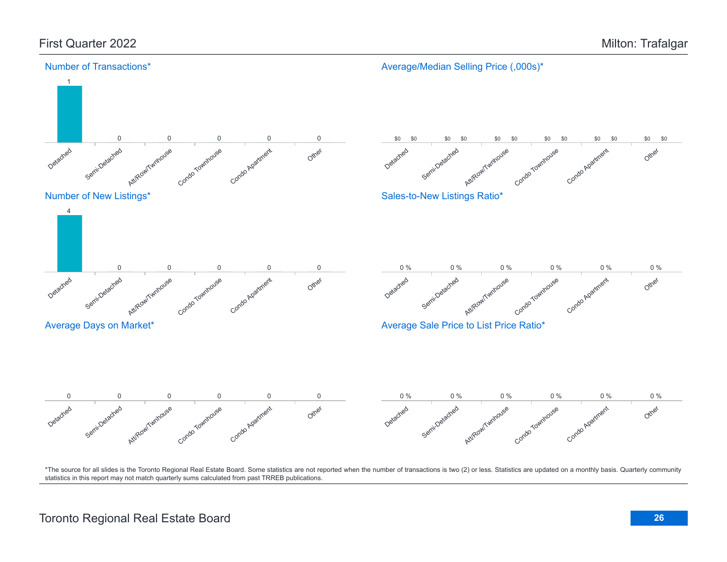# First Quarter 2022

# Milton: Trafalgar

## Number of Transactions*

| Detached | Semi-Detached | Att/Row/Twnhouse | Condo Townhouse | Condo Apartment | Other |
|---|---|---|---|---|---|
| 1 | 0 | 0 | 0 | 0 | 0 |

## Average/Median Selling Price (,000s)*

| | Detached | Semi-Detached | Att/Row/Twnhouse | Condo Townhouse | Condo Apartment | Other |
|---|---|---|---|---|---|---|
| Average | $0 | $0 | $0 | $0 | $0 | $0 |
| Median | $0 | $0 | $0 | $0 | $0 | $0 |

## Number of New Listings*

| Detached | Semi-Detached | Att/Row/Twnhouse | Condo Townhouse | Condo Apartment | Other |
|---|---|---|---|---|---|
| 4 | 0 | 0 | 0 | 0 | 0 |

## Sales-to-New Listings Ratio*

| Detached | Semi-Detached | Att/Row/Twnhouse | Condo Townhouse | Condo Apartment | Other |
|---|---|---|---|---|---|
| 0 % | 0 % | 0 % | 0 % | 0 % | 0 % |

## Average Days on Market*

| Detached | Semi-Detached | Att/Row/Twnhouse | Condo Townhouse | Condo Apartment | Other |
|---|---|---|---|---|---|
| 0 | 0 | 0 | 0 | 0 | 0 |

## Average Sale Price to List Price Ratio*

| Detached | Semi-Detached | Att/Row/Twnhouse | Condo Townhouse | Condo Apartment | Other |
|---|---|---|---|---|---|
| 0 % | 0 % | 0 % | 0 % | 0 % | 0 % |

*The source for all slides is the Toronto Regional Real Estate Board. Some statistics are not reported when the number of transactions is two (2) or less. Statistics are updated on a monthly basis. Quarterly community statistics in this report may not match quarterly sums calculated from past TRREB publications.

Toronto Regional Real Estate Board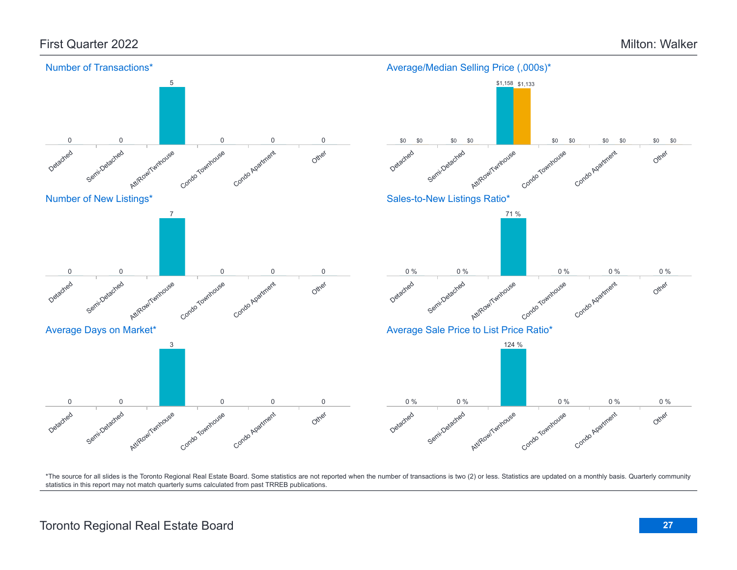# First Quarter 2022 — Milton: Walker

## Number of Transactions*

| Detached | Semi-Detached | Att/Row/Twnhouse | Condo Townhouse | Condo Apartment | Other |
|---|---|---|---|---|---|
| 0 | 0 | 5 | 0 | 0 | 0 |

## Average/Median Selling Price (,000s)*

| | Detached | Semi-Detached | Att/Row/Twnhouse | Condo Townhouse | Condo Apartment | Other |
|---|---|---|---|---|---|---|
| Average | $0 | $0 | $1,158 | $0 | $0 | $0 |
| Median | $0 | $0 | $1,133 | $0 | $0 | $0 |

## Number of New Listings*

| Detached | Semi-Detached | Att/Row/Twnhouse | Condo Townhouse | Condo Apartment | Other |
|---|---|---|---|---|---|
| 0 | 0 | 7 | 0 | 0 | 0 |

## Sales-to-New Listings Ratio*

| Detached | Semi-Detached | Att/Row/Twnhouse | Condo Townhouse | Condo Apartment | Other |
|---|---|---|---|---|---|
| 0 % | 0 % | 71 % | 0 % | 0 % | 0 % |

## Average Days on Market*

| Detached | Semi-Detached | Att/Row/Twnhouse | Condo Townhouse | Condo Apartment | Other |
|---|---|---|---|---|---|
| 0 | 0 | 3 | 0 | 0 | 0 |

## Average Sale Price to List Price Ratio*

| Detached | Semi-Detached | Att/Row/Twnhouse | Condo Townhouse | Condo Apartment | Other |
|---|---|---|---|---|---|
| 0 % | 0 % | 124 % | 0 % | 0 % | 0 % |

*The source for all slides is the Toronto Regional Real Estate Board. Some statistics are not reported when the number of transactions is two (2) or less. Statistics are updated on a monthly basis. Quarterly community statistics in this report may not match quarterly sums calculated from past TRREB publications.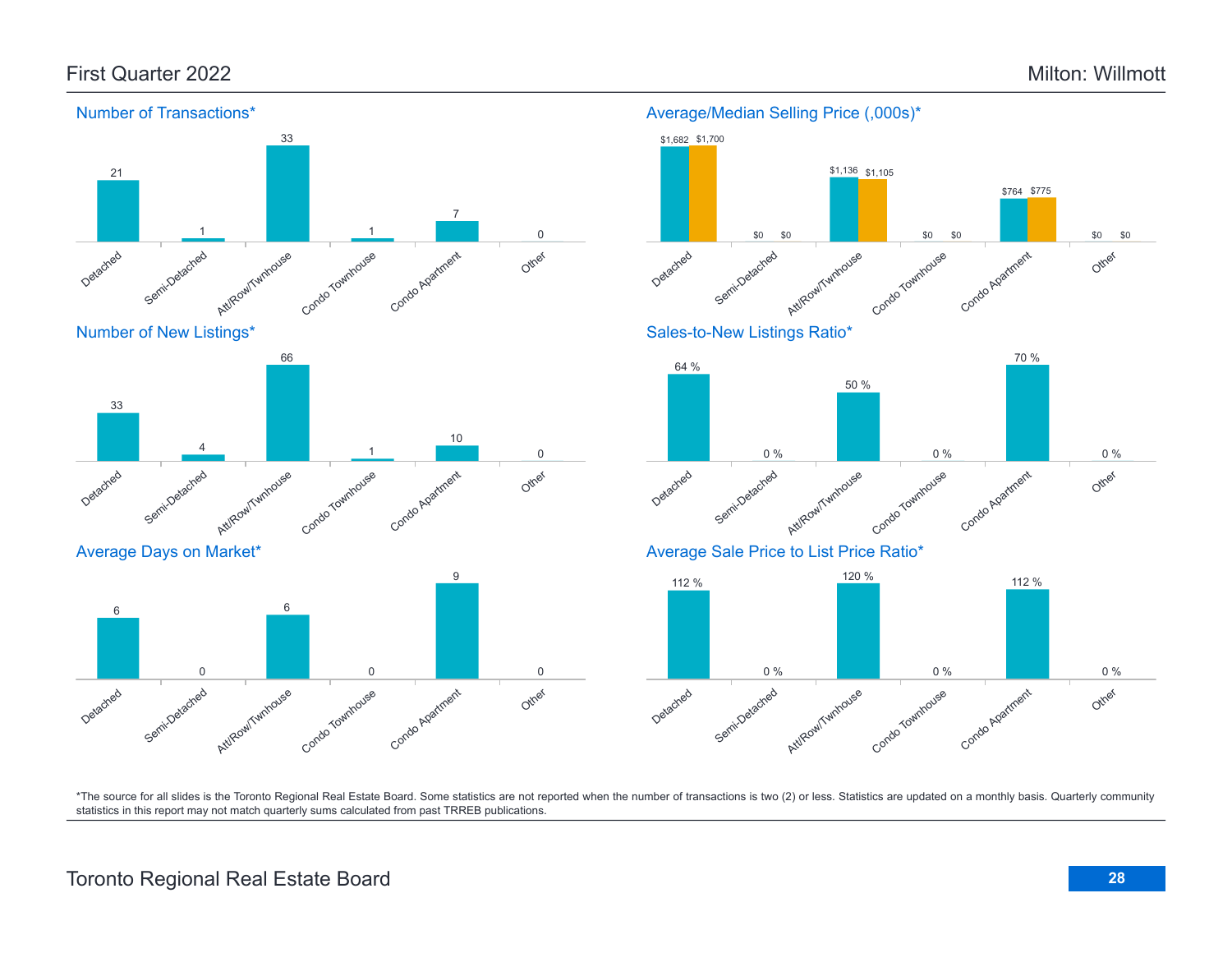First Quarter 2022

Milton: Willmott

### Number of Transactions*

21
1
33
1
7
0

Detached
Semi-Detached
Att/Row/Twnhouse
Condo Townhouse
Condo Apartment
Other

### Average/Median Selling Price (,000s)*

$1,682 $1,700
$0 $0
$1,136 $1,105
$0 $0
$764 $775
$0 $0

Detached
Semi-Detached
Att/Row/Twnhouse
Condo Townhouse
Condo Apartment
Other

### Number of New Listings*

33
4
66
1
10
0

Detached
Semi-Detached
Att/Row/Twnhouse
Condo Townhouse
Condo Apartment
Other

### Sales-to-New Listings Ratio*

64 %
0 %
50 %
0 %
70 %
0 %

Detached
Semi-Detached
Att/Row/Twnhouse
Condo Townhouse
Condo Apartment
Other

### Average Days on Market*

6
0
6
0
9
0

Detached
Semi-Detached
Att/Row/Twnhouse
Condo Townhouse
Condo Apartment
Other

### Average Sale Price to List Price Ratio*

112 %
0 %
120 %
0 %
112 %
0 %

Detached
Semi-Detached
Att/Row/Twnhouse
Condo Townhouse
Condo Apartment
Other

*The source for all slides is the Toronto Regional Real Estate Board. Some statistics are not reported when the number of transactions is two (2) or less. Statistics are updated on a monthly basis. Quarterly community statistics in this report may not match quarterly sums calculated from past TRREB publications.

Toronto Regional Real Estate Board